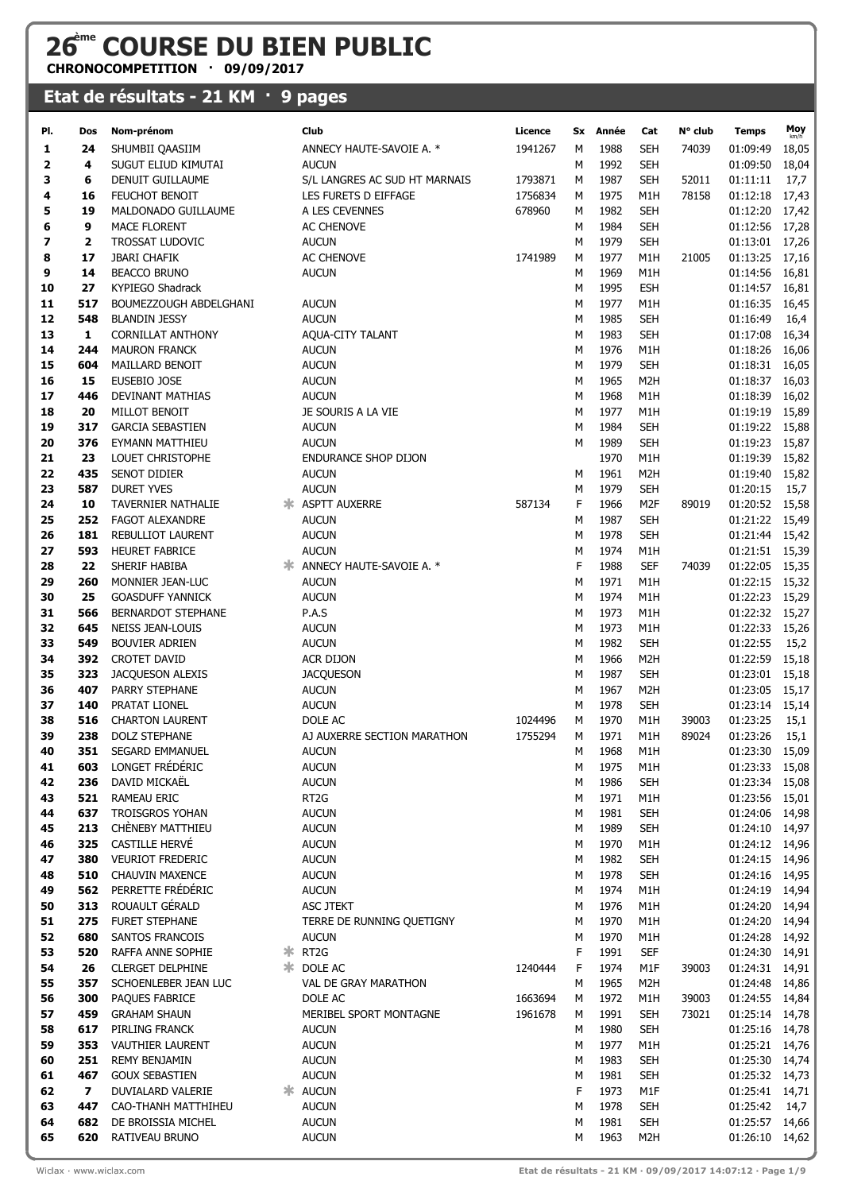# 26ème COURSE DU BIEN PUBLIC

**CHRONOCOMPETITION · 09/09/2017**

## Etat de résultats - 21 KM · 9 pages

| Pl. | Dos | Nom-prénom | | Club | Licence | Sx | Année | Cat | N° club | Temps | Moy km/h |
|---|---|---|---|---|---|---|---|---|---|---|---|
| 1 | 24 | SHUMBII QAASIIM | | ANNECY HAUTE-SAVOIE A. * | 1941267 | M | 1988 | SEH | 74039 | 01:09:49 | 18,05 |
| 2 | 4 | SUGUT ELIUD KIMUTAI | | AUCUN | | M | 1992 | SEH | | 01:09:50 | 18,04 |
| 3 | 6 | DENUIT GUILLAUME | | S/L LANGRES AC SUD HT MARNAIS | 1793871 | M | 1987 | SEH | 52011 | 01:11:11 | 17,7 |
| 4 | 16 | FEUCHOT BENOIT | | LES FURETS D EIFFAGE | 1756834 | M | 1975 | M1H | 78158 | 01:12:18 | 17,43 |
| 5 | 19 | MALDONADO GUILLAUME | | A LES CEVENNES | 678960 | M | 1982 | SEH | | 01:12:20 | 17,42 |
| 6 | 9 | MACE FLORENT | | AC CHENOVE | | M | 1984 | SEH | | 01:12:56 | 17,28 |
| 7 | 2 | TROSSAT LUDOVIC | | AUCUN | | M | 1979 | SEH | | 01:13:01 | 17,26 |
| 8 | 17 | JBARI CHAFIK | | AC CHENOVE | 1741989 | M | 1977 | M1H | 21005 | 01:13:25 | 17,16 |
| 9 | 14 | BEACCO BRUNO | | AUCUN | | M | 1969 | M1H | | 01:14:56 | 16,81 |
| 10 | 27 | KYPIEGO Shadrack | | | | M | 1995 | ESH | | 01:14:57 | 16,81 |
| 11 | 517 | BOUMEZZOUGH ABDELGHANI | | AUCUN | | M | 1977 | M1H | | 01:16:35 | 16,45 |
| 12 | 548 | BLANDIN JESSY | | AUCUN | | M | 1985 | SEH | | 01:16:49 | 16,4 |
| 13 | 1 | CORNILLAT ANTHONY | | AQUA-CITY TALANT | | M | 1983 | SEH | | 01:17:08 | 16,34 |
| 14 | 244 | MAURON FRANCK | | AUCUN | | M | 1976 | M1H | | 01:18:26 | 16,06 |
| 15 | 604 | MAILLARD BENOIT | | AUCUN | | M | 1979 | SEH | | 01:18:31 | 16,05 |
| 16 | 15 | EUSEBIO JOSE | | AUCUN | | M | 1965 | M2H | | 01:18:37 | 16,03 |
| 17 | 446 | DEVINANT MATHIAS | | AUCUN | | M | 1968 | M1H | | 01:18:39 | 16,02 |
| 18 | 20 | MILLOT BENOIT | | JE SOURIS A LA VIE | | M | 1977 | M1H | | 01:19:19 | 15,89 |
| 19 | 317 | GARCIA SEBASTIEN | | AUCUN | | M | 1984 | SEH | | 01:19:22 | 15,88 |
| 20 | 376 | EYMANN MATTHIEU | | AUCUN | | M | 1989 | SEH | | 01:19:23 | 15,87 |
| 21 | 23 | LOUET CHRISTOPHE | | ENDURANCE SHOP DIJON | | | 1970 | M1H | | 01:19:39 | 15,82 |
| 22 | 435 | SENOT DIDIER | | AUCUN | | M | 1961 | M2H | | 01:19:40 | 15,82 |
| 23 | 587 | DURET YVES | | AUCUN | | M | 1979 | SEH | | 01:20:15 | 15,7 |
| 24 | 10 | TAVERNIER NATHALIE | * | ASPTT AUXERRE | 587134 | F | 1966 | M2F | 89019 | 01:20:52 | 15,58 |
| 25 | 252 | FAGOT ALEXANDRE | | AUCUN | | M | 1987 | SEH | | 01:21:22 | 15,49 |
| 26 | 181 | REBULLIOT LAURENT | | AUCUN | | M | 1978 | SEH | | 01:21:44 | 15,42 |
| 27 | 593 | HEURET FABRICE | | AUCUN | | M | 1974 | M1H | | 01:21:51 | 15,39 |
| 28 | 22 | SHERIF HABIBA | * | ANNECY HAUTE-SAVOIE A. * | | F | 1988 | SEF | 74039 | 01:22:05 | 15,35 |
| 29 | 260 | MONNIER JEAN-LUC | | AUCUN | | M | 1971 | M1H | | 01:22:15 | 15,32 |
| 30 | 25 | GOASDUFF YANNICK | | AUCUN | | M | 1974 | M1H | | 01:22:23 | 15,29 |
| 31 | 566 | BERNARDOT STEPHANE | | P.A.S | | M | 1973 | M1H | | 01:22:32 | 15,27 |
| 32 | 645 | NEISS JEAN-LOUIS | | AUCUN | | M | 1973 | M1H | | 01:22:33 | 15,26 |
| 33 | 549 | BOUVIER ADRIEN | | AUCUN | | M | 1982 | SEH | | 01:22:55 | 15,2 |
| 34 | 392 | CROTET DAVID | | ACR DIJON | | M | 1966 | M2H | | 01:22:59 | 15,18 |
| 35 | 323 | JACQUESON ALEXIS | | JACQUESON | | M | 1987 | SEH | | 01:23:01 | 15,18 |
| 36 | 407 | PARRY STEPHANE | | AUCUN | | M | 1967 | M2H | | 01:23:05 | 15,17 |
| 37 | 140 | PRATAT LIONEL | | AUCUN | | M | 1978 | SEH | | 01:23:14 | 15,14 |
| 38 | 516 | CHARTON LAURENT | | DOLE AC | 1024496 | M | 1970 | M1H | 39003 | 01:23:25 | 15,1 |
| 39 | 238 | DOLZ STEPHANE | | AJ AUXERRE SECTION MARATHON | 1755294 | M | 1971 | M1H | 89024 | 01:23:26 | 15,1 |
| 40 | 351 | SEGARD EMMANUEL | | AUCUN | | M | 1968 | M1H | | 01:23:30 | 15,09 |
| 41 | 603 | LONGET FRÉDÉRIC | | AUCUN | | M | 1975 | M1H | | 01:23:33 | 15,08 |
| 42 | 236 | DAVID MICKAËL | | AUCUN | | M | 1986 | SEH | | 01:23:34 | 15,08 |
| 43 | 521 | RAMEAU ERIC | | RT2G | | M | 1971 | M1H | | 01:23:56 | 15,01 |
| 44 | 637 | TROISGROS YOHAN | | AUCUN | | M | 1981 | SEH | | 01:24:06 | 14,98 |
| 45 | 213 | CHÈNEBY MATTHIEU | | AUCUN | | M | 1989 | SEH | | 01:24:10 | 14,97 |
| 46 | 325 | CASTILLE HERVÉ | | AUCUN | | M | 1970 | M1H | | 01:24:12 | 14,96 |
| 47 | 380 | VEURIOT FREDERIC | | AUCUN | | M | 1982 | SEH | | 01:24:15 | 14,96 |
| 48 | 510 | CHAUVIN MAXENCE | | AUCUN | | M | 1978 | SEH | | 01:24:16 | 14,95 |
| 49 | 562 | PERRETTE FRÉDÉRIC | | AUCUN | | M | 1974 | M1H | | 01:24:19 | 14,94 |
| 50 | 313 | ROUAULT GÉRALD | | ASC JTEKT | | M | 1976 | M1H | | 01:24:20 | 14,94 |
| 51 | 275 | FURET STEPHANE | | TERRE DE RUNNING QUETIGNY | | M | 1970 | M1H | | 01:24:20 | 14,94 |
| 52 | 680 | SANTOS FRANCOIS | | AUCUN | | M | 1970 | M1H | | 01:24:28 | 14,92 |
| 53 | 520 | RAFFA ANNE SOPHIE | * | RT2G | | F | 1991 | SEF | | 01:24:30 | 14,91 |
| 54 | 26 | CLERGET DELPHINE | * | DOLE AC | 1240444 | F | 1974 | M1F | 39003 | 01:24:31 | 14,91 |
| 55 | 357 | SCHOENLEBER JEAN LUC | | VAL DE GRAY MARATHON | | M | 1965 | M2H | | 01:24:48 | 14,86 |
| 56 | 300 | PAQUES FABRICE | | DOLE AC | 1663694 | M | 1972 | M1H | 39003 | 01:24:55 | 14,84 |
| 57 | 459 | GRAHAM SHAUN | | MERIBEL SPORT MONTAGNE | 1961678 | M | 1991 | SEH | 73021 | 01:25:14 | 14,78 |
| 58 | 617 | PIRLING FRANCK | | AUCUN | | M | 1980 | SEH | | 01:25:16 | 14,78 |
| 59 | 353 | VAUTHIER LAURENT | | AUCUN | | M | 1977 | M1H | | 01:25:21 | 14,76 |
| 60 | 251 | REMY BENJAMIN | | AUCUN | | M | 1983 | SEH | | 01:25:30 | 14,74 |
| 61 | 467 | GOUX SEBASTIEN | | AUCUN | | M | 1981 | SEH | | 01:25:32 | 14,73 |
| 62 | 7 | DUVIALARD VALERIE | * | AUCUN | | F | 1973 | M1F | | 01:25:41 | 14,71 |
| 63 | 447 | CAO-THANH MATTHIHEU | | AUCUN | | M | 1978 | SEH | | 01:25:42 | 14,7 |
| 64 | 682 | DE BROISSIA MICHEL | | AUCUN | | M | 1981 | SEH | | 01:25:57 | 14,66 |
| 65 | 620 | RATIVEAU BRUNO | | AUCUN | | M | 1963 | M2H | | 01:26:10 | 14,62 |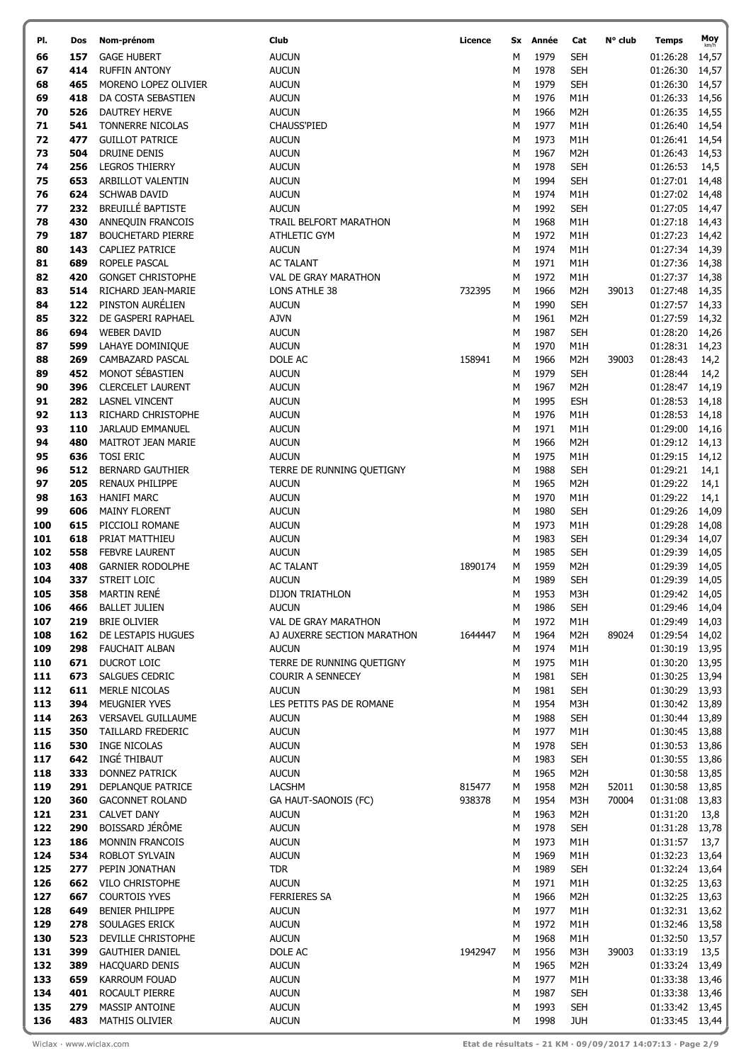| Pl. | Dos | Nom-prénom | Club | Licence | Sx | Année | Cat | N° club | Temps | Moy km/h |
|---|---|---|---|---|---|---|---|---|---|---|
| 66 | 157 | GAGE HUBERT | AUCUN | | M | 1979 | SEH | | 01:26:28 | 14,57 |
| 67 | 414 | RUFFIN ANTONY | AUCUN | | M | 1978 | SEH | | 01:26:30 | 14,57 |
| 68 | 465 | MORENO LOPEZ OLIVIER | AUCUN | | M | 1979 | SEH | | 01:26:30 | 14,57 |
| 69 | 418 | DA COSTA SEBASTIEN | AUCUN | | M | 1976 | M1H | | 01:26:33 | 14,56 |
| 70 | 526 | DAUTREY HERVE | AUCUN | | M | 1966 | M2H | | 01:26:35 | 14,55 |
| 71 | 541 | TONNERRE NICOLAS | CHAUSS'PIED | | M | 1977 | M1H | | 01:26:40 | 14,54 |
| 72 | 477 | GUILLOT PATRICE | AUCUN | | M | 1973 | M1H | | 01:26:41 | 14,54 |
| 73 | 504 | DRUINE DENIS | AUCUN | | M | 1967 | M2H | | 01:26:43 | 14,53 |
| 74 | 256 | LEGROS THIERRY | AUCUN | | M | 1978 | SEH | | 01:26:53 | 14,5 |
| 75 | 653 | ARBILLOT VALENTIN | AUCUN | | M | 1994 | SEH | | 01:27:01 | 14,48 |
| 76 | 624 | SCHWAB DAVID | AUCUN | | M | 1974 | M1H | | 01:27:02 | 14,48 |
| 77 | 232 | BREUILLÉ BAPTISTE | AUCUN | | M | 1992 | SEH | | 01:27:05 | 14,47 |
| 78 | 430 | ANNEQUIN FRANCOIS | TRAIL BELFORT MARATHON | | M | 1968 | M1H | | 01:27:18 | 14,43 |
| 79 | 187 | BOUCHETARD PIERRE | ATHLETIC GYM | | M | 1972 | M1H | | 01:27:23 | 14,42 |
| 80 | 143 | CAPLIEZ PATRICE | AUCUN | | M | 1974 | M1H | | 01:27:34 | 14,39 |
| 81 | 689 | ROPELE PASCAL | AC TALANT | | M | 1971 | M1H | | 01:27:36 | 14,38 |
| 82 | 420 | GONGET CHRISTOPHE | VAL DE GRAY MARATHON | | M | 1972 | M1H | | 01:27:37 | 14,38 |
| 83 | 514 | RICHARD JEAN-MARIE | LONS ATHLE 38 | 732395 | M | 1966 | M2H | 39013 | 01:27:48 | 14,35 |
| 84 | 122 | PINSTON AURÉLIEN | AUCUN | | M | 1990 | SEH | | 01:27:57 | 14,33 |
| 85 | 322 | DE GASPERI RAPHAEL | AJVN | | M | 1961 | M2H | | 01:27:59 | 14,32 |
| 86 | 694 | WEBER DAVID | AUCUN | | M | 1987 | SEH | | 01:28:20 | 14,26 |
| 87 | 599 | LAHAYE DOMINIQUE | AUCUN | | M | 1970 | M1H | | 01:28:31 | 14,23 |
| 88 | 269 | CAMBAZARD PASCAL | DOLE AC | 158941 | M | 1966 | M2H | 39003 | 01:28:43 | 14,2 |
| 89 | 452 | MONOT SÉBASTIEN | AUCUN | | M | 1979 | SEH | | 01:28:44 | 14,2 |
| 90 | 396 | CLERCELET LAURENT | AUCUN | | M | 1967 | M2H | | 01:28:47 | 14,19 |
| 91 | 282 | LASNEL VINCENT | AUCUN | | M | 1995 | ESH | | 01:28:53 | 14,18 |
| 92 | 113 | RICHARD CHRISTOPHE | AUCUN | | M | 1976 | M1H | | 01:28:53 | 14,18 |
| 93 | 110 | JARLAUD EMMANUEL | AUCUN | | M | 1971 | M1H | | 01:29:00 | 14,16 |
| 94 | 480 | MAITROT JEAN MARIE | AUCUN | | M | 1966 | M2H | | 01:29:12 | 14,13 |
| 95 | 636 | TOSI ERIC | AUCUN | | M | 1975 | M1H | | 01:29:15 | 14,12 |
| 96 | 512 | BERNARD GAUTHIER | TERRE DE RUNNING QUETIGNY | | M | 1988 | SEH | | 01:29:21 | 14,1 |
| 97 | 205 | RENAUX PHILIPPE | AUCUN | | M | 1965 | M2H | | 01:29:22 | 14,1 |
| 98 | 163 | HANIFI MARC | AUCUN | | M | 1970 | M1H | | 01:29:22 | 14,1 |
| 99 | 606 | MAINY FLORENT | AUCUN | | M | 1980 | SEH | | 01:29:26 | 14,09 |
| 100 | 615 | PICCIOLI ROMANE | AUCUN | | M | 1973 | M1H | | 01:29:28 | 14,08 |
| 101 | 618 | PRIAT MATTHIEU | AUCUN | | M | 1983 | SEH | | 01:29:34 | 14,07 |
| 102 | 558 | FEBVRE LAURENT | AUCUN | | M | 1985 | SEH | | 01:29:39 | 14,05 |
| 103 | 408 | GARNIER RODOLPHE | AC TALANT | 1890174 | M | 1959 | M2H | | 01:29:39 | 14,05 |
| 104 | 337 | STREIT LOIC | AUCUN | | M | 1989 | SEH | | 01:29:39 | 14,05 |
| 105 | 358 | MARTIN RENÉ | DIJON TRIATHLON | | M | 1953 | M3H | | 01:29:42 | 14,05 |
| 106 | 466 | BALLET JULIEN | AUCUN | | M | 1986 | SEH | | 01:29:46 | 14,04 |
| 107 | 219 | BRIE OLIVIER | VAL DE GRAY MARATHON | | M | 1972 | M1H | | 01:29:49 | 14,03 |
| 108 | 162 | DE LESTAPIS HUGUES | AJ AUXERRE SECTION MARATHON | 1644447 | M | 1964 | M2H | 89024 | 01:29:54 | 14,02 |
| 109 | 298 | FAUCHAIT ALBAN | AUCUN | | M | 1974 | M1H | | 01:30:19 | 13,95 |
| 110 | 671 | DUCROT LOIC | TERRE DE RUNNING QUETIGNY | | M | 1975 | M1H | | 01:30:20 | 13,95 |
| 111 | 673 | SALGUES CEDRIC | COURIR A SENNECEY | | M | 1981 | SEH | | 01:30:25 | 13,94 |
| 112 | 611 | MERLE NICOLAS | AUCUN | | M | 1981 | SEH | | 01:30:29 | 13,93 |
| 113 | 394 | MEUGNIER YVES | LES PETITS PAS DE ROMANE | | M | 1954 | M3H | | 01:30:42 | 13,89 |
| 114 | 263 | VERSAVEL GUILLAUME | AUCUN | | M | 1988 | SEH | | 01:30:44 | 13,89 |
| 115 | 350 | TAILLARD FREDERIC | AUCUN | | M | 1977 | M1H | | 01:30:45 | 13,88 |
| 116 | 530 | INGE NICOLAS | AUCUN | | M | 1978 | SEH | | 01:30:53 | 13,86 |
| 117 | 642 | INGÉ THIBAUT | AUCUN | | M | 1983 | SEH | | 01:30:55 | 13,86 |
| 118 | 333 | DONNEZ PATRICK | AUCUN | | M | 1965 | M2H | | 01:30:58 | 13,85 |
| 119 | 291 | DEPLANQUE PATRICE | LACSHM | 815477 | M | 1958 | M2H | 52011 | 01:30:58 | 13,85 |
| 120 | 360 | GACONNET ROLAND | GA HAUT-SAONOIS (FC) | 938378 | M | 1954 | M3H | 70004 | 01:31:08 | 13,83 |
| 121 | 231 | CALVET DANY | AUCUN | | M | 1963 | M2H | | 01:31:20 | 13,8 |
| 122 | 290 | BOISSARD JÉRÔME | AUCUN | | M | 1978 | SEH | | 01:31:28 | 13,78 |
| 123 | 186 | MONNIN FRANCOIS | AUCUN | | M | 1973 | M1H | | 01:31:57 | 13,7 |
| 124 | 534 | ROBLOT SYLVAIN | AUCUN | | M | 1969 | M1H | | 01:32:23 | 13,64 |
| 125 | 277 | PEPIN JONATHAN | TDR | | M | 1989 | SEH | | 01:32:24 | 13,64 |
| 126 | 662 | VILO CHRISTOPHE | AUCUN | | M | 1971 | M1H | | 01:32:25 | 13,63 |
| 127 | 667 | COURTOIS YVES | FERRIERES SA | | M | 1966 | M2H | | 01:32:25 | 13,63 |
| 128 | 649 | BENIER PHILIPPE | AUCUN | | M | 1977 | M1H | | 01:32:31 | 13,62 |
| 129 | 278 | SOULAGES ERICK | AUCUN | | M | 1972 | M1H | | 01:32:46 | 13,58 |
| 130 | 523 | DEVILLE CHRISTOPHE | AUCUN | | M | 1968 | M1H | | 01:32:50 | 13,57 |
| 131 | 399 | GAUTHIER DANIEL | DOLE AC | 1942947 | M | 1956 | M3H | 39003 | 01:33:19 | 13,5 |
| 132 | 389 | HACQUARD DENIS | AUCUN | | M | 1965 | M2H | | 01:33:24 | 13,49 |
| 133 | 659 | KARROUM FOUAD | AUCUN | | M | 1977 | M1H | | 01:33:38 | 13,46 |
| 134 | 401 | ROCAULT PIERRE | AUCUN | | M | 1987 | SEH | | 01:33:38 | 13,46 |
| 135 | 279 | MASSIP ANTOINE | AUCUN | | M | 1993 | SEH | | 01:33:42 | 13,45 |
| 136 | 483 | MATHIS OLIVIER | AUCUN | | M | 1998 | JUH | | 01:33:45 | 13,44 |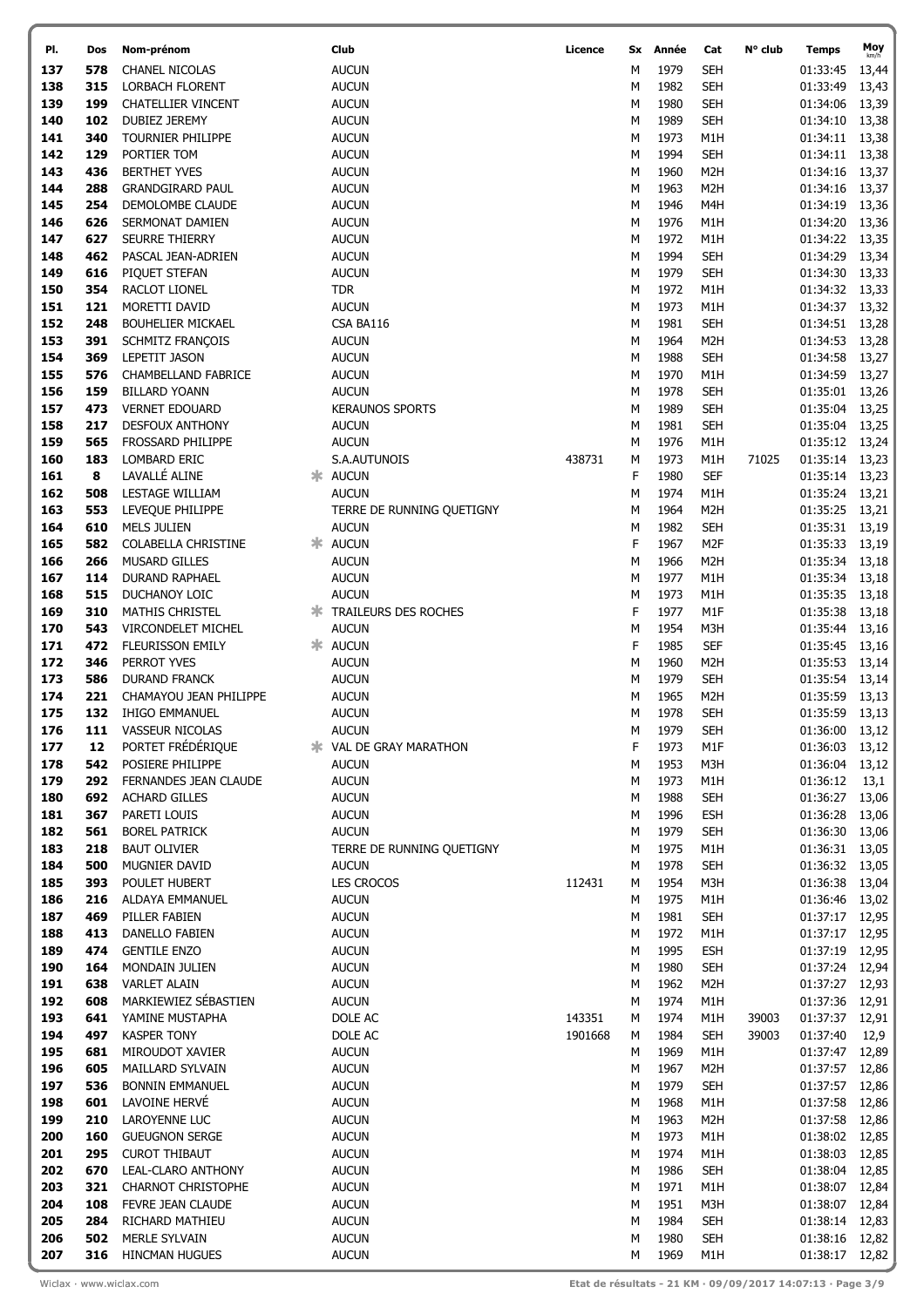| Pl. | Dos | Nom-prénom | | Club | Licence | Sx | Année | Cat | N° club | Temps | Moy km/h |
|---|---|---|---|---|---|---|---|---|---|---|---|
| 137 | 578 | CHANEL NICOLAS | | AUCUN | | M | 1979 | SEH | | 01:33:45 | 13,44 |
| 138 | 315 | LORBACH FLORENT | | AUCUN | | M | 1982 | SEH | | 01:33:49 | 13,43 |
| 139 | 199 | CHATELLIER VINCENT | | AUCUN | | M | 1980 | SEH | | 01:34:06 | 13,39 |
| 140 | 102 | DUBIEZ JEREMY | | AUCUN | | M | 1989 | SEH | | 01:34:10 | 13,38 |
| 141 | 340 | TOURNIER PHILIPPE | | AUCUN | | M | 1973 | M1H | | 01:34:11 | 13,38 |
| 142 | 129 | PORTIER TOM | | AUCUN | | M | 1994 | SEH | | 01:34:11 | 13,38 |
| 143 | 436 | BERTHET YVES | | AUCUN | | M | 1960 | M2H | | 01:34:16 | 13,37 |
| 144 | 288 | GRANDGIRARD PAUL | | AUCUN | | M | 1963 | M2H | | 01:34:16 | 13,37 |
| 145 | 254 | DEMOLOMBE CLAUDE | | AUCUN | | M | 1946 | M4H | | 01:34:19 | 13,36 |
| 146 | 626 | SERMONAT DAMIEN | | AUCUN | | M | 1976 | M1H | | 01:34:20 | 13,36 |
| 147 | 627 | SEURRE THIERRY | | AUCUN | | M | 1972 | M1H | | 01:34:22 | 13,35 |
| 148 | 462 | PASCAL JEAN-ADRIEN | | AUCUN | | M | 1994 | SEH | | 01:34:29 | 13,34 |
| 149 | 616 | PIQUET STEFAN | | AUCUN | | M | 1979 | SEH | | 01:34:30 | 13,33 |
| 150 | 354 | RACLOT LIONEL | | TDR | | M | 1972 | M1H | | 01:34:32 | 13,33 |
| 151 | 121 | MORETTI DAVID | | AUCUN | | M | 1973 | M1H | | 01:34:37 | 13,32 |
| 152 | 248 | BOUHELIER MICKAEL | | CSA BA116 | | M | 1981 | SEH | | 01:34:51 | 13,28 |
| 153 | 391 | SCHMITZ FRANÇOIS | | AUCUN | | M | 1964 | M2H | | 01:34:53 | 13,28 |
| 154 | 369 | LEPETIT JASON | | AUCUN | | M | 1988 | SEH | | 01:34:58 | 13,27 |
| 155 | 576 | CHAMBELLAND FABRICE | | AUCUN | | M | 1970 | M1H | | 01:34:59 | 13,27 |
| 156 | 159 | BILLARD YOANN | | AUCUN | | M | 1978 | SEH | | 01:35:01 | 13,26 |
| 157 | 473 | VERNET EDOUARD | | KERAUNOS SPORTS | | M | 1989 | SEH | | 01:35:04 | 13,25 |
| 158 | 217 | DESFOUX ANTHONY | | AUCUN | | M | 1981 | SEH | | 01:35:04 | 13,25 |
| 159 | 565 | FROSSARD PHILIPPE | | AUCUN | | M | 1976 | M1H | | 01:35:12 | 13,24 |
| 160 | 183 | LOMBARD ERIC | | S.A.AUTUNOIS | 438731 | M | 1973 | M1H | 71025 | 01:35:14 | 13,23 |
| 161 | 8 | LAVALLÉ ALINE | * | AUCUN | | F | 1980 | SEF | | 01:35:14 | 13,23 |
| 162 | 508 | LESTAGE WILLIAM | | AUCUN | | M | 1974 | M1H | | 01:35:24 | 13,21 |
| 163 | 553 | LEVEQUE PHILIPPE | | TERRE DE RUNNING QUETIGNY | | M | 1964 | M2H | | 01:35:25 | 13,21 |
| 164 | 610 | MELS JULIEN | | AUCUN | | M | 1982 | SEH | | 01:35:31 | 13,19 |
| 165 | 582 | COLABELLA CHRISTINE | * | AUCUN | | F | 1967 | M2F | | 01:35:33 | 13,19 |
| 166 | 266 | MUSARD GILLES | | AUCUN | | M | 1966 | M2H | | 01:35:34 | 13,18 |
| 167 | 114 | DURAND RAPHAEL | | AUCUN | | M | 1977 | M1H | | 01:35:34 | 13,18 |
| 168 | 515 | DUCHANOY LOIC | | AUCUN | | M | 1973 | M1H | | 01:35:35 | 13,18 |
| 169 | 310 | MATHIS CHRISTEL | * | TRAILEURS DES ROCHES | | F | 1977 | M1F | | 01:35:38 | 13,18 |
| 170 | 543 | VIRCONDELET MICHEL | | AUCUN | | M | 1954 | M3H | | 01:35:44 | 13,16 |
| 171 | 472 | FLEURISSON EMILY | * | AUCUN | | F | 1985 | SEF | | 01:35:45 | 13,16 |
| 172 | 346 | PERROT YVES | | AUCUN | | M | 1960 | M2H | | 01:35:53 | 13,14 |
| 173 | 586 | DURAND FRANCK | | AUCUN | | M | 1979 | SEH | | 01:35:54 | 13,14 |
| 174 | 221 | CHAMAYOU JEAN PHILIPPE | | AUCUN | | M | 1965 | M2H | | 01:35:59 | 13,13 |
| 175 | 132 | IHIGO EMMANUEL | | AUCUN | | M | 1978 | SEH | | 01:35:59 | 13,13 |
| 176 | 111 | VASSEUR NICOLAS | | AUCUN | | M | 1979 | SEH | | 01:36:00 | 13,12 |
| 177 | 12 | PORTET FRÉDÉRIQUE | * | VAL DE GRAY MARATHON | | F | 1973 | M1F | | 01:36:03 | 13,12 |
| 178 | 542 | POSIERE PHILIPPE | | AUCUN | | M | 1953 | M3H | | 01:36:04 | 13,12 |
| 179 | 292 | FERNANDES JEAN CLAUDE | | AUCUN | | M | 1973 | M1H | | 01:36:12 | 13,1 |
| 180 | 692 | ACHARD GILLES | | AUCUN | | M | 1988 | SEH | | 01:36:27 | 13,06 |
| 181 | 367 | PARETI LOUIS | | AUCUN | | M | 1996 | ESH | | 01:36:28 | 13,06 |
| 182 | 561 | BOREL PATRICK | | AUCUN | | M | 1979 | SEH | | 01:36:30 | 13,06 |
| 183 | 218 | BAUT OLIVIER | | TERRE DE RUNNING QUETIGNY | | M | 1975 | M1H | | 01:36:31 | 13,05 |
| 184 | 500 | MUGNIER DAVID | | AUCUN | | M | 1978 | SEH | | 01:36:32 | 13,05 |
| 185 | 393 | POULET HUBERT | | LES CROCOS | 112431 | M | 1954 | M3H | | 01:36:38 | 13,04 |
| 186 | 216 | ALDAYA EMMANUEL | | AUCUN | | M | 1975 | M1H | | 01:36:46 | 13,02 |
| 187 | 469 | PILLER FABIEN | | AUCUN | | M | 1981 | SEH | | 01:37:17 | 12,95 |
| 188 | 413 | DANELLO FABIEN | | AUCUN | | M | 1972 | M1H | | 01:37:17 | 12,95 |
| 189 | 474 | GENTILE ENZO | | AUCUN | | M | 1995 | ESH | | 01:37:19 | 12,95 |
| 190 | 164 | MONDAIN JULIEN | | AUCUN | | M | 1980 | SEH | | 01:37:24 | 12,94 |
| 191 | 638 | VARLET ALAIN | | AUCUN | | M | 1962 | M2H | | 01:37:27 | 12,93 |
| 192 | 608 | MARKIEWIEZ SÉBASTIEN | | AUCUN | | M | 1974 | M1H | | 01:37:36 | 12,91 |
| 193 | 641 | YAMINE MUSTAPHA | | DOLE AC | 143351 | M | 1974 | M1H | 39003 | 01:37:37 | 12,91 |
| 194 | 497 | KASPER TONY | | DOLE AC | 1901668 | M | 1984 | SEH | 39003 | 01:37:40 | 12,9 |
| 195 | 681 | MIROUDOT XAVIER | | AUCUN | | M | 1969 | M1H | | 01:37:47 | 12,89 |
| 196 | 605 | MAILLARD SYLVAIN | | AUCUN | | M | 1967 | M2H | | 01:37:57 | 12,86 |
| 197 | 536 | BONNIN EMMANUEL | | AUCUN | | M | 1979 | SEH | | 01:37:57 | 12,86 |
| 198 | 601 | LAVOINE HERVÉ | | AUCUN | | M | 1968 | M1H | | 01:37:58 | 12,86 |
| 199 | 210 | LAROYENNE LUC | | AUCUN | | M | 1963 | M2H | | 01:37:58 | 12,86 |
| 200 | 160 | GUEUGNON SERGE | | AUCUN | | M | 1973 | M1H | | 01:38:02 | 12,85 |
| 201 | 295 | CUROT THIBAUT | | AUCUN | | M | 1974 | M1H | | 01:38:03 | 12,85 |
| 202 | 670 | LEAL-CLARO ANTHONY | | AUCUN | | M | 1986 | SEH | | 01:38:04 | 12,85 |
| 203 | 321 | CHARNOT CHRISTOPHE | | AUCUN | | M | 1971 | M1H | | 01:38:07 | 12,84 |
| 204 | 108 | FEVRE JEAN CLAUDE | | AUCUN | | M | 1951 | M3H | | 01:38:07 | 12,84 |
| 205 | 284 | RICHARD MATHIEU | | AUCUN | | M | 1984 | SEH | | 01:38:14 | 12,83 |
| 206 | 502 | MERLE SYLVAIN | | AUCUN | | M | 1980 | SEH | | 01:38:16 | 12,82 |
| 207 | 316 | HINCMAN HUGUES | | AUCUN | | M | 1969 | M1H | | 01:38:17 | 12,82 |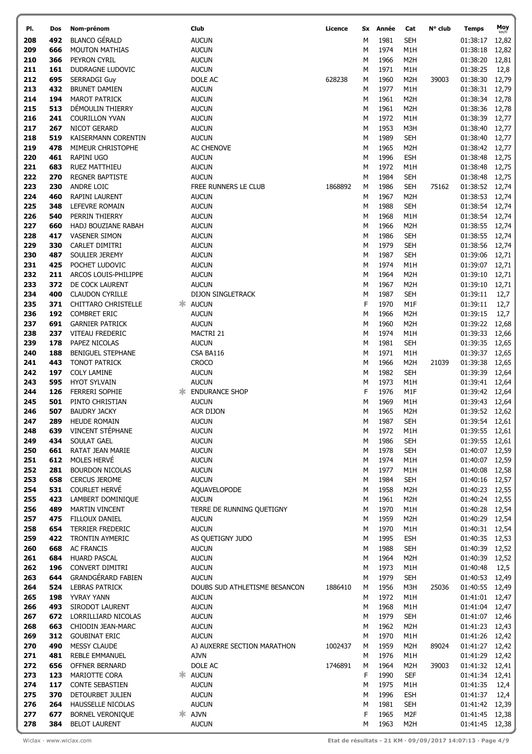| Pl. | Dos | Nom-prénom | | Club | Licence | Sx | Année | Cat | N° club | Temps | Moy km/h |
|---|---|---|---|---|---|---|---|---|---|---|---|
| 208 | 492 | BLANCO GÉRALD | | AUCUN | | M | 1981 | SEH | | 01:38:17 | 12,82 |
| 209 | 666 | MOUTON MATHIAS | | AUCUN | | M | 1974 | M1H | | 01:38:18 | 12,82 |
| 210 | 366 | PEYRON CYRIL | | AUCUN | | M | 1966 | M2H | | 01:38:20 | 12,81 |
| 211 | 161 | DUDRAGNE LUDOVIC | | AUCUN | | M | 1971 | M1H | | 01:38:25 | 12,8 |
| 212 | 695 | SERRADGI Guy | | DOLE AC | 628238 | M | 1960 | M2H | 39003 | 01:38:30 | 12,79 |
| 213 | 432 | BRUNET DAMIEN | | AUCUN | | M | 1977 | M1H | | 01:38:31 | 12,79 |
| 214 | 194 | MAROT PATRICK | | AUCUN | | M | 1961 | M2H | | 01:38:34 | 12,78 |
| 215 | 513 | DÉMOULIN THIERRY | | AUCUN | | M | 1961 | M2H | | 01:38:36 | 12,78 |
| 216 | 241 | COURILLON YVAN | | AUCUN | | M | 1972 | M1H | | 01:38:39 | 12,77 |
| 217 | 267 | NICOT GERARD | | AUCUN | | M | 1953 | M3H | | 01:38:40 | 12,77 |
| 218 | 519 | KAISERMANN CORENTIN | | AUCUN | | M | 1989 | SEH | | 01:38:40 | 12,77 |
| 219 | 478 | MIMEUR CHRISTOPHE | | AC CHENOVE | | M | 1965 | M2H | | 01:38:42 | 12,77 |
| 220 | 461 | RAPINI UGO | | AUCUN | | M | 1996 | ESH | | 01:38:48 | 12,75 |
| 221 | 683 | RUEZ MATTHIEU | | AUCUN | | M | 1972 | M1H | | 01:38:48 | 12,75 |
| 222 | 270 | REGNER BAPTISTE | | AUCUN | | M | 1984 | SEH | | 01:38:48 | 12,75 |
| 223 | 230 | ANDRE LOIC | | FREE RUNNERS LE CLUB | 1868892 | M | 1986 | SEH | 75162 | 01:38:52 | 12,74 |
| 224 | 460 | RAPINI LAURENT | | AUCUN | | M | 1967 | M2H | | 01:38:53 | 12,74 |
| 225 | 348 | LEFEVRE ROMAIN | | AUCUN | | M | 1988 | SEH | | 01:38:54 | 12,74 |
| 226 | 540 | PERRIN THIERRY | | AUCUN | | M | 1968 | M1H | | 01:38:54 | 12,74 |
| 227 | 660 | HADJ BOUZIANE RABAH | | AUCUN | | M | 1966 | M2H | | 01:38:55 | 12,74 |
| 228 | 417 | VASENER SIMON | | AUCUN | | M | 1986 | SEH | | 01:38:55 | 12,74 |
| 229 | 330 | CARLET DIMITRI | | AUCUN | | M | 1979 | SEH | | 01:38:56 | 12,74 |
| 230 | 487 | SOULIER JEREMY | | AUCUN | | M | 1987 | SEH | | 01:39:06 | 12,71 |
| 231 | 425 | POCHET LUDOVIC | | AUCUN | | M | 1974 | M1H | | 01:39:07 | 12,71 |
| 232 | 211 | ARCOS LOUIS-PHILIPPE | | AUCUN | | M | 1964 | M2H | | 01:39:10 | 12,71 |
| 233 | 372 | DE COCK LAURENT | | AUCUN | | M | 1967 | M2H | | 01:39:10 | 12,71 |
| 234 | 400 | CLAUDON CYRILLE | | DIJON SINGLETRACK | | M | 1987 | SEH | | 01:39:11 | 12,7 |
| 235 | 371 | CHITTARO CHRISTELLE | * | AUCUN | | F | 1970 | M1F | | 01:39:11 | 12,7 |
| 236 | 192 | COMBRET ERIC | | AUCUN | | M | 1966 | M2H | | 01:39:15 | 12,7 |
| 237 | 691 | GARNIER PATRICK | | AUCUN | | M | 1960 | M2H | | 01:39:22 | 12,68 |
| 238 | 237 | VITEAU FREDERIC | | MACTRI 21 | | M | 1974 | M1H | | 01:39:33 | 12,66 |
| 239 | 178 | PAPEZ NICOLAS | | AUCUN | | M | 1981 | SEH | | 01:39:35 | 12,65 |
| 240 | 188 | BENIGUEL STEPHANE | | CSA BA116 | | M | 1971 | M1H | | 01:39:37 | 12,65 |
| 241 | 443 | TONOT PATRICK | | CROCO | | M | 1966 | M2H | 21039 | 01:39:38 | 12,65 |
| 242 | 197 | COLY LAMINE | | AUCUN | | M | 1982 | SEH | | 01:39:39 | 12,64 |
| 243 | 595 | HYOT SYLVAIN | | AUCUN | | M | 1973 | M1H | | 01:39:41 | 12,64 |
| 244 | 126 | FERRERI SOPHIE | * | ENDURANCE SHOP | | F | 1976 | M1F | | 01:39:42 | 12,64 |
| 245 | 501 | PINTO CHRISTIAN | | AUCUN | | M | 1969 | M1H | | 01:39:43 | 12,64 |
| 246 | 507 | BAUDRY JACKY | | ACR DIJON | | M | 1965 | M2H | | 01:39:52 | 12,62 |
| 247 | 289 | HEUDE ROMAIN | | AUCUN | | M | 1987 | SEH | | 01:39:54 | 12,61 |
| 248 | 639 | VINCENT STÉPHANE | | AUCUN | | M | 1972 | M1H | | 01:39:55 | 12,61 |
| 249 | 434 | SOULAT GAEL | | AUCUN | | M | 1986 | SEH | | 01:39:55 | 12,61 |
| 250 | 661 | RATAT JEAN MARIE | | AUCUN | | M | 1978 | SEH | | 01:40:07 | 12,59 |
| 251 | 612 | MOLES HERVÉ | | AUCUN | | M | 1974 | M1H | | 01:40:07 | 12,59 |
| 252 | 281 | BOURDON NICOLAS | | AUCUN | | M | 1977 | M1H | | 01:40:08 | 12,58 |
| 253 | 658 | CERCUS JEROME | | AUCUN | | M | 1984 | SEH | | 01:40:16 | 12,57 |
| 254 | 531 | COURLET HERVÉ | | AQUAVELOPODE | | M | 1958 | M2H | | 01:40:23 | 12,55 |
| 255 | 423 | LAMBERT DOMINIQUE | | AUCUN | | M | 1961 | M2H | | 01:40:24 | 12,55 |
| 256 | 489 | MARTIN VINCENT | | TERRE DE RUNNING QUETIGNY | | M | 1970 | M1H | | 01:40:28 | 12,54 |
| 257 | 475 | FILLOUX DANIEL | | AUCUN | | M | 1959 | M2H | | 01:40:29 | 12,54 |
| 258 | 654 | TERRIER FREDERIC | | AUCUN | | M | 1970 | M1H | | 01:40:31 | 12,54 |
| 259 | 422 | TRONTIN AYMERIC | | AS QUETIGNY JUDO | | M | 1995 | ESH | | 01:40:35 | 12,53 |
| 260 | 668 | AC FRANCIS | | AUCUN | | M | 1988 | SEH | | 01:40:39 | 12,52 |
| 261 | 684 | HUARD PASCAL | | AUCUN | | M | 1964 | M2H | | 01:40:39 | 12,52 |
| 262 | 196 | CONVERT DIMITRI | | AUCUN | | M | 1973 | M1H | | 01:40:48 | 12,5 |
| 263 | 644 | GRANDGÉRARD FABIEN | | AUCUN | | M | 1979 | SEH | | 01:40:53 | 12,49 |
| 264 | 524 | LEBRAS PATRICK | | DOUBS SUD ATHLETISME BESANCON | 1886410 | M | 1956 | M3H | 25036 | 01:40:55 | 12,49 |
| 265 | 198 | YVRAY YANN | | AUCUN | | M | 1972 | M1H | | 01:41:01 | 12,47 |
| 266 | 493 | SIRODOT LAURENT | | AUCUN | | M | 1968 | M1H | | 01:41:04 | 12,47 |
| 267 | 672 | LORRILLIARD NICOLAS | | AUCUN | | M | 1979 | SEH | | 01:41:07 | 12,46 |
| 268 | 663 | CHIODIN JEAN-MARC | | AUCUN | | M | 1962 | M2H | | 01:41:23 | 12,43 |
| 269 | 312 | GOUBINAT ERIC | | AUCUN | | M | 1970 | M1H | | 01:41:26 | 12,42 |
| 270 | 490 | MESSY CLAUDE | | AJ AUXERRE SECTION MARATHON | 1002437 | M | 1959 | M2H | 89024 | 01:41:27 | 12,42 |
| 271 | 481 | REBLE EMMANUEL | | AJVN | | M | 1976 | M1H | | 01:41:29 | 12,42 |
| 272 | 656 | OFFNER BERNARD | | DOLE AC | 1746891 | M | 1964 | M2H | 39003 | 01:41:32 | 12,41 |
| 273 | 123 | MARIOTTE CORA | * | AUCUN | | F | 1990 | SEF | | 01:41:34 | 12,41 |
| 274 | 117 | CONTE SEBASTIEN | | AUCUN | | M | 1975 | M1H | | 01:41:35 | 12,4 |
| 275 | 370 | DETOURBET JULIEN | | AUCUN | | M | 1996 | ESH | | 01:41:37 | 12,4 |
| 276 | 264 | HAUSSELLE NICOLAS | | AUCUN | | M | 1981 | SEH | | 01:41:42 | 12,39 |
| 277 | 677 | BORNEL VERONIQUE | * | AJVN | | F | 1965 | M2F | | 01:41:45 | 12,38 |
| 278 | 384 | BELOT LAURENT | | AUCUN | | M | 1963 | M2H | | 01:41:45 | 12,38 |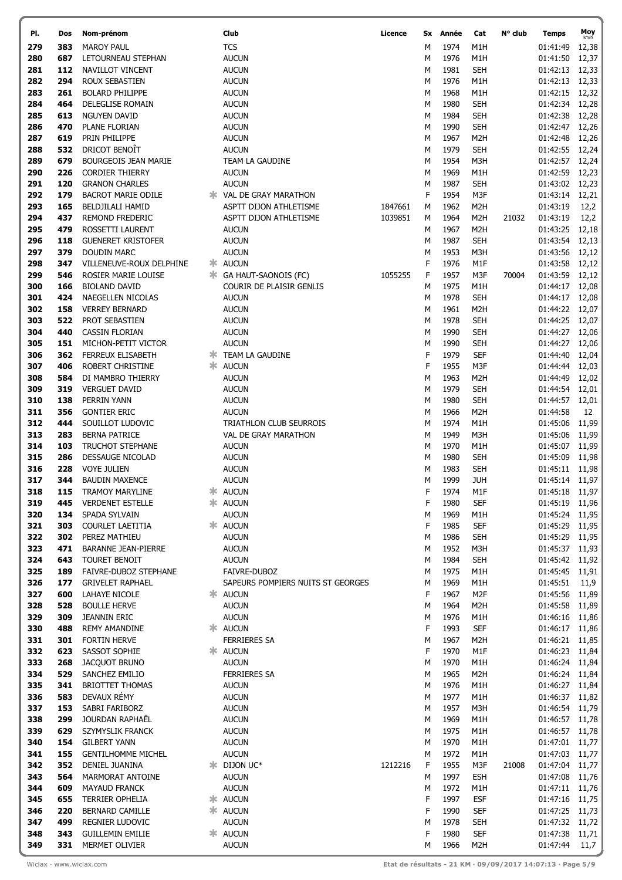| Pl. | Dos | Nom-prénom | | Club | Licence | Sx | Année | Cat | N° club | Temps | Moy km/h |
|---|---|---|---|---|---|---|---|---|---|---|---|
| 279 | 383 | MAROY PAUL | | TCS | | M | 1974 | M1H | | 01:41:49 | 12,38 |
| 280 | 687 | LETOURNEAU STEPHAN | | AUCUN | | M | 1976 | M1H | | 01:41:50 | 12,37 |
| 281 | 112 | NAVILLOT VINCENT | | AUCUN | | M | 1981 | SEH | | 01:42:13 | 12,33 |
| 282 | 294 | ROUX SEBASTIEN | | AUCUN | | M | 1976 | M1H | | 01:42:13 | 12,33 |
| 283 | 261 | BOLARD PHILIPPE | | AUCUN | | M | 1968 | M1H | | 01:42:15 | 12,32 |
| 284 | 464 | DELEGLISE ROMAIN | | AUCUN | | M | 1980 | SEH | | 01:42:34 | 12,28 |
| 285 | 613 | NGUYEN DAVID | | AUCUN | | M | 1984 | SEH | | 01:42:38 | 12,28 |
| 286 | 470 | PLANE FLORIAN | | AUCUN | | M | 1990 | SEH | | 01:42:47 | 12,26 |
| 287 | 619 | PRIN PHILIPPE | | AUCUN | | M | 1967 | M2H | | 01:42:48 | 12,26 |
| 288 | 532 | DRICOT BENOÎT | | AUCUN | | M | 1979 | SEH | | 01:42:55 | 12,24 |
| 289 | 679 | BOURGEOIS JEAN MARIE | | TEAM LA GAUDINE | | M | 1954 | M3H | | 01:42:57 | 12,24 |
| 290 | 226 | CORDIER THIERRY | | AUCUN | | M | 1969 | M1H | | 01:42:59 | 12,23 |
| 291 | 120 | GRANON CHARLES | | AUCUN | | M | 1987 | SEH | | 01:43:02 | 12,23 |
| 292 | 179 | BACROT MARIE ODILE | * | VAL DE GRAY MARATHON | | F | 1954 | M3F | | 01:43:14 | 12,21 |
| 293 | 165 | BELDJILALI HAMID | | ASPTT DIJON ATHLETISME | 1847661 | M | 1962 | M2H | | 01:43:19 | 12,2 |
| 294 | 437 | REMOND FREDERIC | | ASPTT DIJON ATHLETISME | 1039851 | M | 1964 | M2H | 21032 | 01:43:19 | 12,2 |
| 295 | 479 | ROSSETTI LAURENT | | AUCUN | | M | 1967 | M2H | | 01:43:25 | 12,18 |
| 296 | 118 | GUENERET KRISTOFER | | AUCUN | | M | 1987 | SEH | | 01:43:54 | 12,13 |
| 297 | 379 | DOUDIN MARC | | AUCUN | | M | 1953 | M3H | | 01:43:56 | 12,12 |
| 298 | 347 | VILLENEUVE-ROUX DELPHINE | * | AUCUN | | F | 1976 | M1F | | 01:43:58 | 12,12 |
| 299 | 546 | ROSIER MARIE LOUISE | * | GA HAUT-SAONOIS (FC) | 1055255 | F | 1957 | M3F | 70004 | 01:43:59 | 12,12 |
| 300 | 166 | BIOLAND DAVID | | COURIR DE PLAISIR GENLIS | | M | 1975 | M1H | | 01:44:17 | 12,08 |
| 301 | 424 | NAEGELLEN NICOLAS | | AUCUN | | M | 1978 | SEH | | 01:44:17 | 12,08 |
| 302 | 158 | VERREY BERNARD | | AUCUN | | M | 1961 | M2H | | 01:44:22 | 12,07 |
| 303 | 522 | PROT SEBASTIEN | | AUCUN | | M | 1978 | SEH | | 01:44:25 | 12,07 |
| 304 | 440 | CASSIN FLORIAN | | AUCUN | | M | 1990 | SEH | | 01:44:27 | 12,06 |
| 305 | 151 | MICHON-PETIT VICTOR | | AUCUN | | M | 1990 | SEH | | 01:44:27 | 12,06 |
| 306 | 362 | FERREUX ELISABETH | * | TEAM LA GAUDINE | | F | 1979 | SEF | | 01:44:40 | 12,04 |
| 307 | 406 | ROBERT CHRISTINE | * | AUCUN | | F | 1955 | M3F | | 01:44:44 | 12,03 |
| 308 | 584 | DI MAMBRO THIERRY | | AUCUN | | M | 1963 | M2H | | 01:44:49 | 12,02 |
| 309 | 319 | VERGUET DAVID | | AUCUN | | M | 1979 | SEH | | 01:44:54 | 12,01 |
| 310 | 138 | PERRIN YANN | | AUCUN | | M | 1980 | SEH | | 01:44:57 | 12,01 |
| 311 | 356 | GONTIER ERIC | | AUCUN | | M | 1966 | M2H | | 01:44:58 | 12 |
| 312 | 444 | SOUILLOT LUDOVIC | | TRIATHLON CLUB SEURROIS | | M | 1974 | M1H | | 01:45:06 | 11,99 |
| 313 | 283 | BERNA PATRICE | | VAL DE GRAY MARATHON | | M | 1949 | M3H | | 01:45:06 | 11,99 |
| 314 | 103 | TRUCHOT STEPHANE | | AUCUN | | M | 1970 | M1H | | 01:45:07 | 11,99 |
| 315 | 286 | DESSAUGE NICOLAD | | AUCUN | | M | 1980 | SEH | | 01:45:09 | 11,98 |
| 316 | 228 | VOYE JULIEN | | AUCUN | | M | 1983 | SEH | | 01:45:11 | 11,98 |
| 317 | 344 | BAUDIN MAXENCE | | AUCUN | | M | 1999 | JUH | | 01:45:14 | 11,97 |
| 318 | 115 | TRAMOY MARYLINE | * | AUCUN | | F | 1974 | M1F | | 01:45:18 | 11,97 |
| 319 | 445 | VERDENET ESTELLE | * | AUCUN | | F | 1980 | SEF | | 01:45:19 | 11,96 |
| 320 | 134 | SPADA SYLVAIN | | AUCUN | | M | 1969 | M1H | | 01:45:24 | 11,95 |
| 321 | 303 | COURLET LAETITIA | * | AUCUN | | F | 1985 | SEF | | 01:45:29 | 11,95 |
| 322 | 302 | PEREZ MATHIEU | | AUCUN | | M | 1986 | SEH | | 01:45:29 | 11,95 |
| 323 | 471 | BARANNE JEAN-PIERRE | | AUCUN | | M | 1952 | M3H | | 01:45:37 | 11,93 |
| 324 | 643 | TOURET BENOIT | | AUCUN | | M | 1984 | SEH | | 01:45:42 | 11,92 |
| 325 | 189 | FAIVRE-DUBOZ STEPHANE | | FAIVRE-DUBOZ | | M | 1975 | M1H | | 01:45:45 | 11,91 |
| 326 | 177 | GRIVELET RAPHAEL | | SAPEURS POMPIERS NUITS ST GEORGES | | M | 1969 | M1H | | 01:45:51 | 11,9 |
| 327 | 600 | LAHAYE NICOLE | * | AUCUN | | F | 1967 | M2F | | 01:45:56 | 11,89 |
| 328 | 528 | BOULLE HERVE | | AUCUN | | M | 1964 | M2H | | 01:45:58 | 11,89 |
| 329 | 309 | JEANNIN ERIC | | AUCUN | | M | 1976 | M1H | | 01:46:16 | 11,86 |
| 330 | 488 | REMY AMANDINE | * | AUCUN | | F | 1993 | SEF | | 01:46:17 | 11,86 |
| 331 | 301 | FORTIN HERVE | | FERRIERES SA | | M | 1967 | M2H | | 01:46:21 | 11,85 |
| 332 | 623 | SASSOT SOPHIE | * | AUCUN | | F | 1970 | M1F | | 01:46:23 | 11,84 |
| 333 | 268 | JACQUOT BRUNO | | AUCUN | | M | 1970 | M1H | | 01:46:24 | 11,84 |
| 334 | 529 | SANCHEZ EMILIO | | FERRIERES SA | | M | 1965 | M2H | | 01:46:24 | 11,84 |
| 335 | 341 | BRIOTTET THOMAS | | AUCUN | | M | 1976 | M1H | | 01:46:27 | 11,84 |
| 336 | 583 | DEVAUX RÉMY | | AUCUN | | M | 1977 | M1H | | 01:46:37 | 11,82 |
| 337 | 153 | SABRI FARIBORZ | | AUCUN | | M | 1957 | M3H | | 01:46:54 | 11,79 |
| 338 | 299 | JOURDAN RAPHAËL | | AUCUN | | M | 1969 | M1H | | 01:46:57 | 11,78 |
| 339 | 629 | SZYMYSLIK FRANCK | | AUCUN | | M | 1975 | M1H | | 01:46:57 | 11,78 |
| 340 | 154 | GILBERT YANN | | AUCUN | | M | 1970 | M1H | | 01:47:01 | 11,77 |
| 341 | 155 | GENTILHOMME MICHEL | | AUCUN | | M | 1972 | M1H | | 01:47:03 | 11,77 |
| 342 | 352 | DENIEL JUANINA | * | DIJON UC* | 1212216 | F | 1955 | M3F | 21008 | 01:47:04 | 11,77 |
| 343 | 564 | MARMORAT ANTOINE | | AUCUN | | M | 1997 | ESH | | 01:47:08 | 11,76 |
| 344 | 609 | MAYAUD FRANCK | | AUCUN | | M | 1972 | M1H | | 01:47:11 | 11,76 |
| 345 | 655 | TERRIER OPHELIA | * | AUCUN | | F | 1997 | ESF | | 01:47:16 | 11,75 |
| 346 | 220 | BERNARD CAMILLE | * | AUCUN | | F | 1990 | SEF | | 01:47:25 | 11,73 |
| 347 | 499 | REGNIER LUDOVIC | | AUCUN | | M | 1978 | SEH | | 01:47:32 | 11,72 |
| 348 | 343 | GUILLEMIN EMILIE | * | AUCUN | | F | 1980 | SEF | | 01:47:38 | 11,71 |
| 349 | 331 | MERMET OLIVIER | | AUCUN | | M | 1966 | M2H | | 01:47:44 | 11,7 |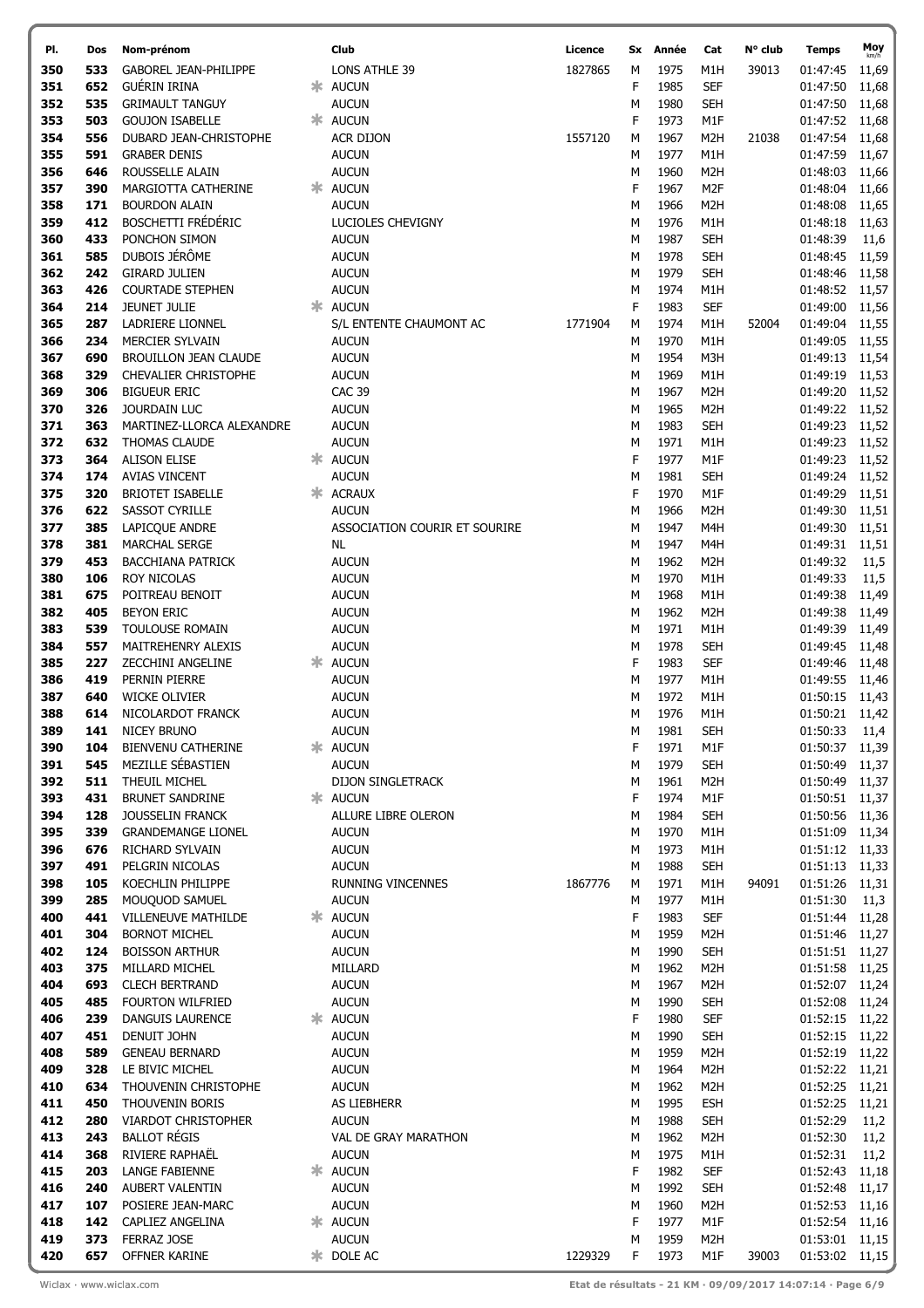| Pl. | Dos | Nom-prénom | | Club | Licence | Sx | Année | Cat | N° club | Temps | Moy km/h |
|---|---|---|---|---|---|---|---|---|---|---|---|
| 350 | 533 | GABOREL JEAN-PHILIPPE | | LONS ATHLE 39 | 1827865 | M | 1975 | M1H | 39013 | 01:47:45 | 11,69 |
| 351 | 652 | GUÉRIN IRINA | * | AUCUN | | F | 1985 | SEF | | 01:47:50 | 11,68 |
| 352 | 535 | GRIMAULT TANGUY | | AUCUN | | M | 1980 | SEH | | 01:47:50 | 11,68 |
| 353 | 503 | GOUJON ISABELLE | * | AUCUN | | F | 1973 | M1F | | 01:47:52 | 11,68 |
| 354 | 556 | DUBARD JEAN-CHRISTOPHE | | ACR DIJON | 1557120 | M | 1967 | M2H | 21038 | 01:47:54 | 11,68 |
| 355 | 591 | GRABER DENIS | | AUCUN | | M | 1977 | M1H | | 01:47:59 | 11,67 |
| 356 | 646 | ROUSSELLE ALAIN | | AUCUN | | M | 1960 | M2H | | 01:48:03 | 11,66 |
| 357 | 390 | MARGIOTTA CATHERINE | * | AUCUN | | F | 1967 | M2F | | 01:48:04 | 11,66 |
| 358 | 171 | BOURDON ALAIN | | AUCUN | | M | 1966 | M2H | | 01:48:08 | 11,65 |
| 359 | 412 | BOSCHETTI FRÉDÉRIC | | LUCIOLES CHEVIGNY | | M | 1976 | M1H | | 01:48:18 | 11,63 |
| 360 | 433 | PONCHON SIMON | | AUCUN | | M | 1987 | SEH | | 01:48:39 | 11,6 |
| 361 | 585 | DUBOIS JÉRÔME | | AUCUN | | M | 1978 | SEH | | 01:48:45 | 11,59 |
| 362 | 242 | GIRARD JULIEN | | AUCUN | | M | 1979 | SEH | | 01:48:46 | 11,58 |
| 363 | 426 | COURTADE STEPHEN | | AUCUN | | M | 1974 | M1H | | 01:48:52 | 11,57 |
| 364 | 214 | JEUNET JULIE | * | AUCUN | | F | 1983 | SEF | | 01:49:00 | 11,56 |
| 365 | 287 | LADRIERE LIONNEL | | S/L ENTENTE CHAUMONT AC | 1771904 | M | 1974 | M1H | 52004 | 01:49:04 | 11,55 |
| 366 | 234 | MERCIER SYLVAIN | | AUCUN | | M | 1970 | M1H | | 01:49:05 | 11,55 |
| 367 | 690 | BROUILLON JEAN CLAUDE | | AUCUN | | M | 1954 | M3H | | 01:49:13 | 11,54 |
| 368 | 329 | CHEVALIER CHRISTOPHE | | AUCUN | | M | 1969 | M1H | | 01:49:19 | 11,53 |
| 369 | 306 | BIGUEUR ERIC | | CAC 39 | | M | 1967 | M2H | | 01:49:20 | 11,52 |
| 370 | 326 | JOURDAIN LUC | | AUCUN | | M | 1965 | M2H | | 01:49:22 | 11,52 |
| 371 | 363 | MARTINEZ-LLORCA ALEXANDRE | | AUCUN | | M | 1983 | SEH | | 01:49:23 | 11,52 |
| 372 | 632 | THOMAS CLAUDE | | AUCUN | | M | 1971 | M1H | | 01:49:23 | 11,52 |
| 373 | 364 | ALISON ELISE | * | AUCUN | | F | 1977 | M1F | | 01:49:23 | 11,52 |
| 374 | 174 | AVIAS VINCENT | | AUCUN | | M | 1981 | SEH | | 01:49:24 | 11,52 |
| 375 | 320 | BRIOTET ISABELLE | * | ACRAUX | | F | 1970 | M1F | | 01:49:29 | 11,51 |
| 376 | 622 | SASSOT CYRILLE | | AUCUN | | M | 1966 | M2H | | 01:49:30 | 11,51 |
| 377 | 385 | LAPICQUE ANDRE | | ASSOCIATION COURIR ET SOURIRE | | M | 1947 | M4H | | 01:49:30 | 11,51 |
| 378 | 381 | MARCHAL SERGE | | NL | | M | 1947 | M4H | | 01:49:31 | 11,51 |
| 379 | 453 | BACCHIANA PATRICK | | AUCUN | | M | 1962 | M2H | | 01:49:32 | 11,5 |
| 380 | 106 | ROY NICOLAS | | AUCUN | | M | 1970 | M1H | | 01:49:33 | 11,5 |
| 381 | 675 | POITREAU BENOIT | | AUCUN | | M | 1968 | M1H | | 01:49:38 | 11,49 |
| 382 | 405 | BEYON ERIC | | AUCUN | | M | 1962 | M2H | | 01:49:38 | 11,49 |
| 383 | 539 | TOULOUSE ROMAIN | | AUCUN | | M | 1971 | M1H | | 01:49:39 | 11,49 |
| 384 | 557 | MAITREHENRY ALEXIS | | AUCUN | | M | 1978 | SEH | | 01:49:45 | 11,48 |
| 385 | 227 | ZECCHINI ANGELINE | * | AUCUN | | F | 1983 | SEF | | 01:49:46 | 11,48 |
| 386 | 419 | PERNIN PIERRE | | AUCUN | | M | 1977 | M1H | | 01:49:55 | 11,46 |
| 387 | 640 | WICKE OLIVIER | | AUCUN | | M | 1972 | M1H | | 01:50:15 | 11,43 |
| 388 | 614 | NICOLARDOT FRANCK | | AUCUN | | M | 1976 | M1H | | 01:50:21 | 11,42 |
| 389 | 141 | NICEY BRUNO | | AUCUN | | M | 1981 | SEH | | 01:50:33 | 11,4 |
| 390 | 104 | BIENVENU CATHERINE | * | AUCUN | | F | 1971 | M1F | | 01:50:37 | 11,39 |
| 391 | 545 | MEZILLE SÉBASTIEN | | AUCUN | | M | 1979 | SEH | | 01:50:49 | 11,37 |
| 392 | 511 | THEUIL MICHEL | | DIJON SINGLETRACK | | M | 1961 | M2H | | 01:50:49 | 11,37 |
| 393 | 431 | BRUNET SANDRINE | * | AUCUN | | F | 1974 | M1F | | 01:50:51 | 11,37 |
| 394 | 128 | JOUSSELIN FRANCK | | ALLURE LIBRE OLERON | | M | 1984 | SEH | | 01:50:56 | 11,36 |
| 395 | 339 | GRANDEMANGE LIONEL | | AUCUN | | M | 1970 | M1H | | 01:51:09 | 11,34 |
| 396 | 676 | RICHARD SYLVAIN | | AUCUN | | M | 1973 | M1H | | 01:51:12 | 11,33 |
| 397 | 491 | PELGRIN NICOLAS | | AUCUN | | M | 1988 | SEH | | 01:51:13 | 11,33 |
| 398 | 105 | KOECHLIN PHILIPPE | | RUNNING VINCENNES | 1867776 | M | 1971 | M1H | 94091 | 01:51:26 | 11,31 |
| 399 | 285 | MOUQUOD SAMUEL | | AUCUN | | M | 1977 | M1H | | 01:51:30 | 11,3 |
| 400 | 441 | VILLENEUVE MATHILDE | * | AUCUN | | F | 1983 | SEF | | 01:51:44 | 11,28 |
| 401 | 304 | BORNOT MICHEL | | AUCUN | | M | 1959 | M2H | | 01:51:46 | 11,27 |
| 402 | 124 | BOISSON ARTHUR | | AUCUN | | M | 1990 | SEH | | 01:51:51 | 11,27 |
| 403 | 375 | MILLARD MICHEL | | MILLARD | | M | 1962 | M2H | | 01:51:58 | 11,25 |
| 404 | 693 | CLECH BERTRAND | | AUCUN | | M | 1967 | M2H | | 01:52:07 | 11,24 |
| 405 | 485 | FOURTON WILFRIED | | AUCUN | | M | 1990 | SEH | | 01:52:08 | 11,24 |
| 406 | 239 | DANGUIS LAURENCE | * | AUCUN | | F | 1980 | SEF | | 01:52:15 | 11,22 |
| 407 | 451 | DENUIT JOHN | | AUCUN | | M | 1990 | SEH | | 01:52:15 | 11,22 |
| 408 | 589 | GENEAU BERNARD | | AUCUN | | M | 1959 | M2H | | 01:52:19 | 11,22 |
| 409 | 328 | LE BIVIC MICHEL | | AUCUN | | M | 1964 | M2H | | 01:52:22 | 11,21 |
| 410 | 634 | THOUVENIN CHRISTOPHE | | AUCUN | | M | 1962 | M2H | | 01:52:25 | 11,21 |
| 411 | 450 | THOUVENIN BORIS | | AS LIEBHERR | | M | 1995 | ESH | | 01:52:25 | 11,21 |
| 412 | 280 | VIARDOT CHRISTOPHER | | AUCUN | | M | 1988 | SEH | | 01:52:29 | 11,2 |
| 413 | 243 | BALLOT RÉGIS | | VAL DE GRAY MARATHON | | M | 1962 | M2H | | 01:52:30 | 11,2 |
| 414 | 368 | RIVIERE RAPHAËL | | AUCUN | | M | 1975 | M1H | | 01:52:31 | 11,2 |
| 415 | 203 | LANGE FABIENNE | * | AUCUN | | F | 1982 | SEF | | 01:52:43 | 11,18 |
| 416 | 240 | AUBERT VALENTIN | | AUCUN | | M | 1992 | SEH | | 01:52:48 | 11,17 |
| 417 | 107 | POSIERE JEAN-MARC | | AUCUN | | M | 1960 | M2H | | 01:52:53 | 11,16 |
| 418 | 142 | CAPLIEZ ANGELINA | * | AUCUN | | F | 1977 | M1F | | 01:52:54 | 11,16 |
| 419 | 373 | FERRAZ JOSE | | AUCUN | | M | 1959 | M2H | | 01:53:01 | 11,15 |
| 420 | 657 | OFFNER KARINE | * | DOLE AC | 1229329 | F | 1973 | M1F | 39003 | 01:53:02 | 11,15 |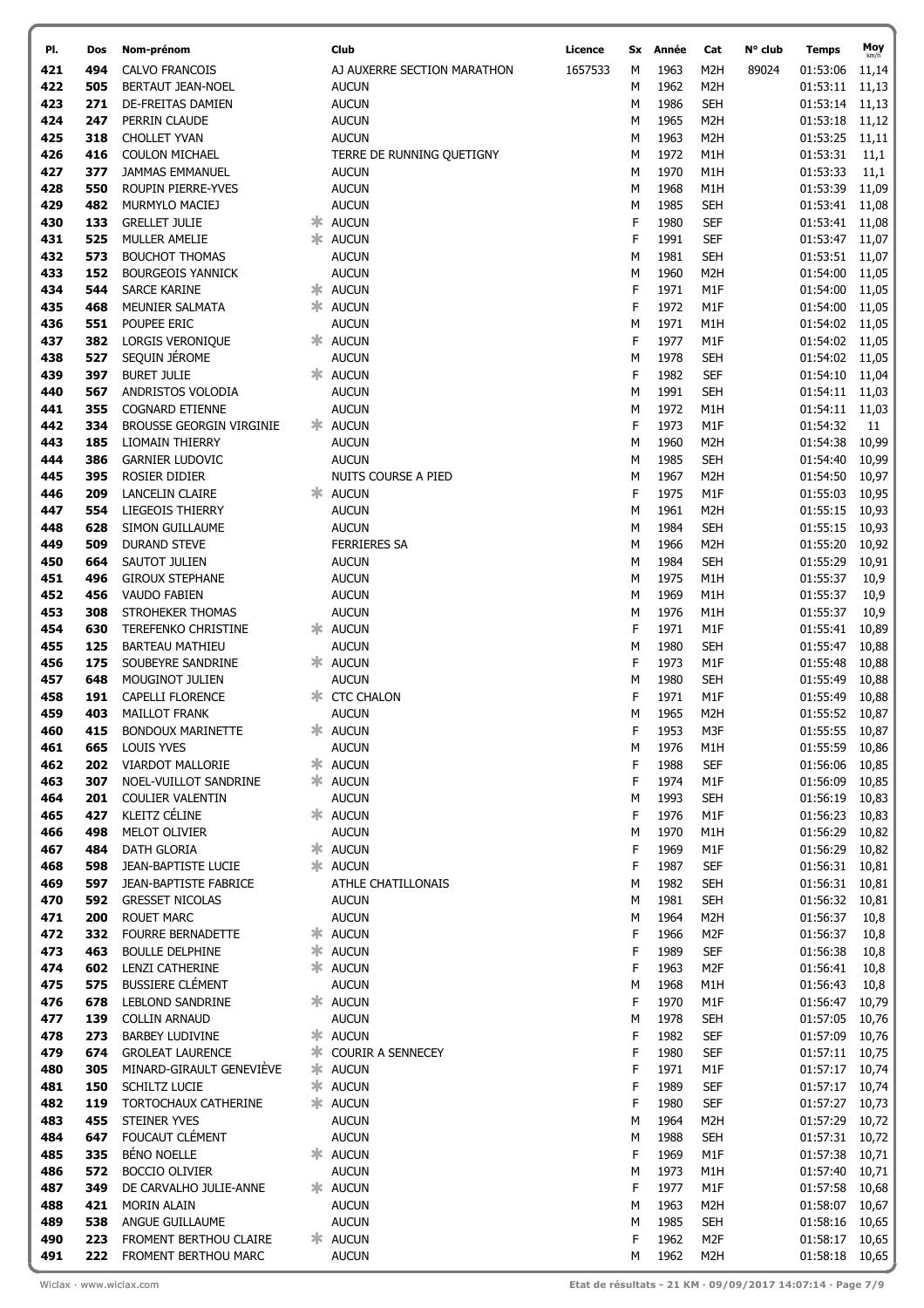| Pl. | Dos | Nom-prénom | | Club | Licence | Sx | Année | Cat | N° club | Temps | Moy km/h |
|---|---|---|---|---|---|---|---|---|---|---|---|
| 421 | 494 | CALVO FRANCOIS | | AJ AUXERRE SECTION MARATHON | 1657533 | M | 1963 | M2H | 89024 | 01:53:06 | 11,14 |
| 422 | 505 | BERTAUT JEAN-NOEL | | AUCUN | | M | 1962 | M2H | | 01:53:11 | 11,13 |
| 423 | 271 | DE-FREITAS DAMIEN | | AUCUN | | M | 1986 | SEH | | 01:53:14 | 11,13 |
| 424 | 247 | PERRIN CLAUDE | | AUCUN | | M | 1965 | M2H | | 01:53:18 | 11,12 |
| 425 | 318 | CHOLLET YVAN | | AUCUN | | M | 1963 | M2H | | 01:53:25 | 11,11 |
| 426 | 416 | COULON MICHAEL | | TERRE DE RUNNING QUETIGNY | | M | 1972 | M1H | | 01:53:31 | 11,1 |
| 427 | 377 | JAMMAS EMMANUEL | | AUCUN | | M | 1970 | M1H | | 01:53:33 | 11,1 |
| 428 | 550 | ROUPIN PIERRE-YVES | | AUCUN | | M | 1968 | M1H | | 01:53:39 | 11,09 |
| 429 | 482 | MURMYLO MACIEJ | | AUCUN | | M | 1985 | SEH | | 01:53:41 | 11,08 |
| 430 | 133 | GRELLET JULIE | * | AUCUN | | F | 1980 | SEF | | 01:53:41 | 11,08 |
| 431 | 525 | MULLER AMELIE | * | AUCUN | | F | 1991 | SEF | | 01:53:47 | 11,07 |
| 432 | 573 | BOUCHOT THOMAS | | AUCUN | | M | 1981 | SEH | | 01:53:51 | 11,07 |
| 433 | 152 | BOURGEOIS YANNICK | | AUCUN | | M | 1960 | M2H | | 01:54:00 | 11,05 |
| 434 | 544 | SARCE KARINE | * | AUCUN | | F | 1971 | M1F | | 01:54:00 | 11,05 |
| 435 | 468 | MEUNIER SALMATA | * | AUCUN | | F | 1972 | M1F | | 01:54:00 | 11,05 |
| 436 | 551 | POUPEE ERIC | | AUCUN | | M | 1971 | M1H | | 01:54:02 | 11,05 |
| 437 | 382 | LORGIS VERONIQUE | * | AUCUN | | F | 1977 | M1F | | 01:54:02 | 11,05 |
| 438 | 527 | SEQUIN JÉROME | | AUCUN | | M | 1978 | SEH | | 01:54:02 | 11,05 |
| 439 | 397 | BURET JULIE | * | AUCUN | | F | 1982 | SEF | | 01:54:10 | 11,04 |
| 440 | 567 | ANDRISTOS VOLODIA | | AUCUN | | M | 1991 | SEH | | 01:54:11 | 11,03 |
| 441 | 355 | COGNARD ETIENNE | | AUCUN | | M | 1972 | M1H | | 01:54:11 | 11,03 |
| 442 | 334 | BROUSSE GEORGIN VIRGINIE | * | AUCUN | | F | 1973 | M1F | | 01:54:32 | 11 |
| 443 | 185 | LIOMAIN THIERRY | | AUCUN | | M | 1960 | M2H | | 01:54:38 | 10,99 |
| 444 | 386 | GARNIER LUDOVIC | | AUCUN | | M | 1985 | SEH | | 01:54:40 | 10,99 |
| 445 | 395 | ROSIER DIDIER | | NUITS COURSE A PIED | | M | 1967 | M2H | | 01:54:50 | 10,97 |
| 446 | 209 | LANCELIN CLAIRE | * | AUCUN | | F | 1975 | M1F | | 01:55:03 | 10,95 |
| 447 | 554 | LIEGEOIS THIERRY | | AUCUN | | M | 1961 | M2H | | 01:55:15 | 10,93 |
| 448 | 628 | SIMON GUILLAUME | | AUCUN | | M | 1984 | SEH | | 01:55:15 | 10,93 |
| 449 | 509 | DURAND STEVE | | FERRIERES SA | | M | 1966 | M2H | | 01:55:20 | 10,92 |
| 450 | 664 | SAUTOT JULIEN | | AUCUN | | M | 1984 | SEH | | 01:55:29 | 10,91 |
| 451 | 496 | GIROUX STEPHANE | | AUCUN | | M | 1975 | M1H | | 01:55:37 | 10,9 |
| 452 | 456 | VAUDO FABIEN | | AUCUN | | M | 1969 | M1H | | 01:55:37 | 10,9 |
| 453 | 308 | STROHEKER THOMAS | | AUCUN | | M | 1976 | M1H | | 01:55:37 | 10,9 |
| 454 | 630 | TEREFENKO CHRISTINE | * | AUCUN | | F | 1971 | M1F | | 01:55:41 | 10,89 |
| 455 | 125 | BARTEAU MATHIEU | | AUCUN | | M | 1980 | SEH | | 01:55:47 | 10,88 |
| 456 | 175 | SOUBEYRE SANDRINE | * | AUCUN | | F | 1973 | M1F | | 01:55:48 | 10,88 |
| 457 | 648 | MOUGINOT JULIEN | | AUCUN | | M | 1980 | SEH | | 01:55:49 | 10,88 |
| 458 | 191 | CAPELLI FLORENCE | * | CTC CHALON | | F | 1971 | M1F | | 01:55:49 | 10,88 |
| 459 | 403 | MAILLOT FRANK | | AUCUN | | M | 1965 | M2H | | 01:55:52 | 10,87 |
| 460 | 415 | BONDOUX MARINETTE | * | AUCUN | | F | 1953 | M3F | | 01:55:55 | 10,87 |
| 461 | 665 | LOUIS YVES | | AUCUN | | M | 1976 | M1H | | 01:55:59 | 10,86 |
| 462 | 202 | VIARDOT MALLORIE | * | AUCUN | | F | 1988 | SEF | | 01:56:06 | 10,85 |
| 463 | 307 | NOEL-VUILLOT SANDRINE | * | AUCUN | | F | 1974 | M1F | | 01:56:09 | 10,85 |
| 464 | 201 | COULIER VALENTIN | | AUCUN | | M | 1993 | SEH | | 01:56:19 | 10,83 |
| 465 | 427 | KLEITZ CÉLINE | * | AUCUN | | F | 1976 | M1F | | 01:56:23 | 10,83 |
| 466 | 498 | MELOT OLIVIER | | AUCUN | | M | 1970 | M1H | | 01:56:29 | 10,82 |
| 467 | 484 | DATH GLORIA | * | AUCUN | | F | 1969 | M1F | | 01:56:29 | 10,82 |
| 468 | 598 | JEAN-BAPTISTE LUCIE | * | AUCUN | | F | 1987 | SEF | | 01:56:31 | 10,81 |
| 469 | 597 | JEAN-BAPTISTE FABRICE | | ATHLE CHATILLONAIS | | M | 1982 | SEH | | 01:56:31 | 10,81 |
| 470 | 592 | GRESSET NICOLAS | | AUCUN | | M | 1981 | SEH | | 01:56:32 | 10,81 |
| 471 | 200 | ROUET MARC | | AUCUN | | M | 1964 | M2H | | 01:56:37 | 10,8 |
| 472 | 332 | FOURRE BERNADETTE | * | AUCUN | | F | 1966 | M2F | | 01:56:37 | 10,8 |
| 473 | 463 | BOULLE DELPHINE | * | AUCUN | | F | 1989 | SEF | | 01:56:38 | 10,8 |
| 474 | 602 | LENZI CATHERINE | * | AUCUN | | F | 1963 | M2F | | 01:56:41 | 10,8 |
| 475 | 575 | BUSSIERE CLÉMENT | | AUCUN | | M | 1968 | M1H | | 01:56:43 | 10,8 |
| 476 | 678 | LEBLOND SANDRINE | * | AUCUN | | F | 1970 | M1F | | 01:56:47 | 10,79 |
| 477 | 139 | COLLIN ARNAUD | | AUCUN | | M | 1978 | SEH | | 01:57:05 | 10,76 |
| 478 | 273 | BARBEY LUDIVINE | * | AUCUN | | F | 1982 | SEF | | 01:57:09 | 10,76 |
| 479 | 674 | GROLEAT LAURENCE | * | COURIR A SENNECEY | | F | 1980 | SEF | | 01:57:11 | 10,75 |
| 480 | 305 | MINARD-GIRAULT GENEVIÈVE | * | AUCUN | | F | 1971 | M1F | | 01:57:17 | 10,74 |
| 481 | 150 | SCHILTZ LUCIE | * | AUCUN | | F | 1989 | SEF | | 01:57:17 | 10,74 |
| 482 | 119 | TORTOCHAUX CATHERINE | * | AUCUN | | F | 1980 | SEF | | 01:57:27 | 10,73 |
| 483 | 455 | STEINER YVES | | AUCUN | | M | 1964 | M2H | | 01:57:29 | 10,72 |
| 484 | 647 | FOUCAUT CLÉMENT | | AUCUN | | M | 1988 | SEH | | 01:57:31 | 10,72 |
| 485 | 335 | BÉNO NOELLE | * | AUCUN | | F | 1969 | M1F | | 01:57:38 | 10,71 |
| 486 | 572 | BOCCIO OLIVIER | | AUCUN | | M | 1973 | M1H | | 01:57:40 | 10,71 |
| 487 | 349 | DE CARVALHO JULIE-ANNE | * | AUCUN | | F | 1977 | M1F | | 01:57:58 | 10,68 |
| 488 | 421 | MORIN ALAIN | | AUCUN | | M | 1963 | M2H | | 01:58:07 | 10,67 |
| 489 | 538 | ANGUE GUILLAUME | | AUCUN | | M | 1985 | SEH | | 01:58:16 | 10,65 |
| 490 | 223 | FROMENT BERTHOU CLAIRE | * | AUCUN | | F | 1962 | M2F | | 01:58:17 | 10,65 |
| 491 | 222 | FROMENT BERTHOU MARC | | AUCUN | | M | 1962 | M2H | | 01:58:18 | 10,65 |

Wiclax · www.wiclax.com — Etat de résultats - 21 KM · 09/09/2017 14:07:14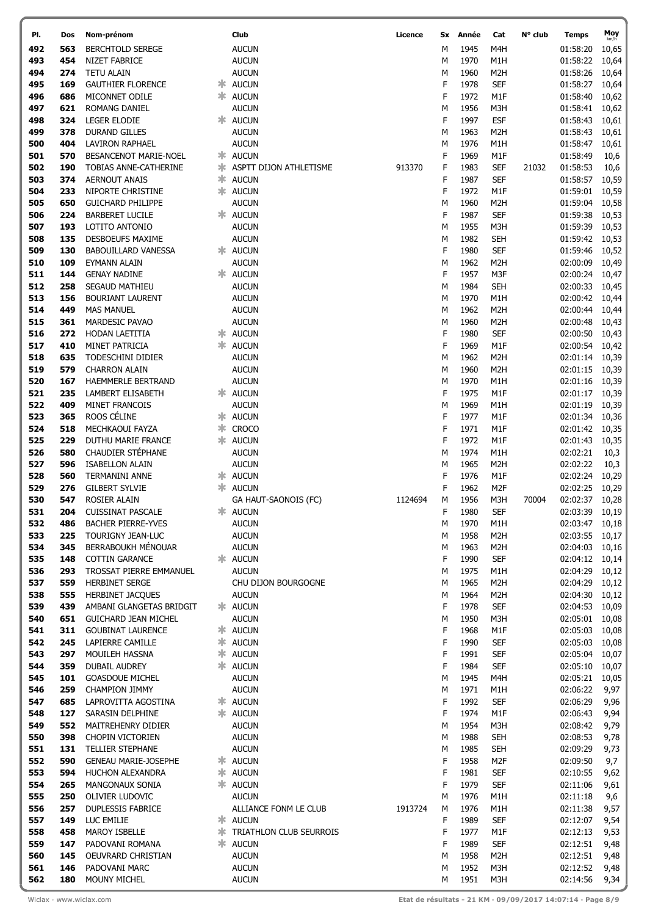| Pl. | Dos | Nom-prénom | | Club | Licence | Sx | Année | Cat | N° club | Temps | Moy km/h |
|---|---|---|---|---|---|---|---|---|---|---|---|
| 492 | 563 | BERCHTOLD SEREGE | | AUCUN | | M | 1945 | M4H | | 01:58:20 | 10,65 |
| 493 | 454 | NIZET FABRICE | | AUCUN | | M | 1970 | M1H | | 01:58:22 | 10,64 |
| 494 | 274 | TETU ALAIN | | AUCUN | | M | 1960 | M2H | | 01:58:26 | 10,64 |
| 495 | 169 | GAUTHIER FLORENCE | * | AUCUN | | F | 1978 | SEF | | 01:58:27 | 10,64 |
| 496 | 686 | MICONNET ODILE | * | AUCUN | | F | 1972 | M1F | | 01:58:40 | 10,62 |
| 497 | 621 | ROMANG DANIEL | | AUCUN | | M | 1956 | M3H | | 01:58:41 | 10,62 |
| 498 | 324 | LEGER ELODIE | * | AUCUN | | F | 1997 | ESF | | 01:58:43 | 10,61 |
| 499 | 378 | DURAND GILLES | | AUCUN | | M | 1963 | M2H | | 01:58:43 | 10,61 |
| 500 | 404 | LAVIRON RAPHAEL | | AUCUN | | M | 1976 | M1H | | 01:58:47 | 10,61 |
| 501 | 570 | BESANCENOT MARIE-NOEL | * | AUCUN | | F | 1969 | M1F | | 01:58:49 | 10,6 |
| 502 | 190 | TOBIAS ANNE-CATHERINE | * | ASPTT DIJON ATHLETISME | 913370 | F | 1983 | SEF | 21032 | 01:58:53 | 10,6 |
| 503 | 374 | AERNOUT ANAIS | * | AUCUN | | F | 1987 | SEF | | 01:58:57 | 10,59 |
| 504 | 233 | NIPORTE CHRISTINE | * | AUCUN | | F | 1972 | M1F | | 01:59:01 | 10,59 |
| 505 | 650 | GUICHARD PHILIPPE | | AUCUN | | M | 1960 | M2H | | 01:59:04 | 10,58 |
| 506 | 224 | BARBERET LUCILE | * | AUCUN | | F | 1987 | SEF | | 01:59:38 | 10,53 |
| 507 | 193 | LOTITO ANTONIO | | AUCUN | | M | 1955 | M3H | | 01:59:39 | 10,53 |
| 508 | 135 | DESBOEUFS MAXIME | | AUCUN | | M | 1982 | SEH | | 01:59:42 | 10,53 |
| 509 | 130 | BABOUILLARD VANESSA | * | AUCUN | | F | 1980 | SEF | | 01:59:46 | 10,52 |
| 510 | 109 | EYMANN ALAIN | | AUCUN | | M | 1962 | M2H | | 02:00:09 | 10,49 |
| 511 | 144 | GENAY NADINE | * | AUCUN | | F | 1957 | M3F | | 02:00:24 | 10,47 |
| 512 | 258 | SEGAUD MATHIEU | | AUCUN | | M | 1984 | SEH | | 02:00:33 | 10,45 |
| 513 | 156 | BOURIANT LAURENT | | AUCUN | | M | 1970 | M1H | | 02:00:42 | 10,44 |
| 514 | 449 | MAS MANUEL | | AUCUN | | M | 1962 | M2H | | 02:00:44 | 10,44 |
| 515 | 361 | MARDESIC PAVAO | | AUCUN | | M | 1960 | M2H | | 02:00:48 | 10,43 |
| 516 | 272 | HODAN LAETITIA | * | AUCUN | | F | 1980 | SEF | | 02:00:50 | 10,43 |
| 517 | 410 | MINET PATRICIA | * | AUCUN | | F | 1969 | M1F | | 02:00:54 | 10,42 |
| 518 | 635 | TODESCHINI DIDIER | | AUCUN | | M | 1962 | M2H | | 02:01:14 | 10,39 |
| 519 | 579 | CHARRON ALAIN | | AUCUN | | M | 1960 | M2H | | 02:01:15 | 10,39 |
| 520 | 167 | HAEMMERLE BERTRAND | | AUCUN | | M | 1970 | M1H | | 02:01:16 | 10,39 |
| 521 | 235 | LAMBERT ELISABETH | * | AUCUN | | F | 1975 | M1F | | 02:01:17 | 10,39 |
| 522 | 409 | MINET FRANCOIS | | AUCUN | | M | 1969 | M1H | | 02:01:19 | 10,39 |
| 523 | 365 | ROOS CÉLINE | * | AUCUN | | F | 1977 | M1F | | 02:01:34 | 10,36 |
| 524 | 518 | MECHKAOUI FAYZA | * | CROCO | | F | 1971 | M1F | | 02:01:42 | 10,35 |
| 525 | 229 | DUTHU MARIE FRANCE | * | AUCUN | | F | 1972 | M1F | | 02:01:43 | 10,35 |
| 526 | 580 | CHAUDIER STÉPHANE | | AUCUN | | M | 1974 | M1H | | 02:02:21 | 10,3 |
| 527 | 596 | ISABELLON ALAIN | | AUCUN | | M | 1965 | M2H | | 02:02:22 | 10,3 |
| 528 | 560 | TERMANINI ANNE | * | AUCUN | | F | 1976 | M1F | | 02:02:24 | 10,29 |
| 529 | 276 | GILBERT SYLVIE | * | AUCUN | | F | 1962 | M2F | | 02:02:25 | 10,29 |
| 530 | 547 | ROSIER ALAIN | | GA HAUT-SAONOIS (FC) | 1124694 | M | 1956 | M3H | 70004 | 02:02:37 | 10,28 |
| 531 | 204 | CUISSINAT PASCALE | * | AUCUN | | F | 1980 | SEF | | 02:03:39 | 10,19 |
| 532 | 486 | BACHER PIERRE-YVES | | AUCUN | | M | 1970 | M1H | | 02:03:47 | 10,18 |
| 533 | 225 | TOURIGNY JEAN-LUC | | AUCUN | | M | 1958 | M2H | | 02:03:55 | 10,17 |
| 534 | 345 | BERRABOUKH MÉNOUAR | | AUCUN | | M | 1963 | M2H | | 02:04:03 | 10,16 |
| 535 | 148 | COTTIN GARANCE | * | AUCUN | | F | 1990 | SEF | | 02:04:12 | 10,14 |
| 536 | 293 | TROSSAT PIERRE EMMANUEL | | AUCUN | | M | 1975 | M1H | | 02:04:29 | 10,12 |
| 537 | 559 | HERBINET SERGE | | CHU DIJON BOURGOGNE | | M | 1965 | M2H | | 02:04:29 | 10,12 |
| 538 | 555 | HERBINET JACQUES | | AUCUN | | M | 1964 | M2H | | 02:04:30 | 10,12 |
| 539 | 439 | AMBANI GLANGETAS BRIDGIT | * | AUCUN | | F | 1978 | SEF | | 02:04:53 | 10,09 |
| 540 | 651 | GUICHARD JEAN MICHEL | | AUCUN | | M | 1950 | M3H | | 02:05:01 | 10,08 |
| 541 | 311 | GOUBINAT LAURENCE | * | AUCUN | | F | 1968 | M1F | | 02:05:03 | 10,08 |
| 542 | 245 | LAPIERRE CAMILLE | * | AUCUN | | F | 1990 | SEF | | 02:05:03 | 10,08 |
| 543 | 297 | MOUILEH HASSNA | * | AUCUN | | F | 1991 | SEF | | 02:05:04 | 10,07 |
| 544 | 359 | DUBAIL AUDREY | * | AUCUN | | F | 1984 | SEF | | 02:05:10 | 10,07 |
| 545 | 101 | GOASDOUE MICHEL | | AUCUN | | M | 1945 | M4H | | 02:05:21 | 10,05 |
| 546 | 259 | CHAMPION JIMMY | | AUCUN | | M | 1971 | M1H | | 02:06:22 | 9,97 |
| 547 | 685 | LAPROVITTA AGOSTINA | * | AUCUN | | F | 1992 | SEF | | 02:06:29 | 9,96 |
| 548 | 127 | SARASIN DELPHINE | * | AUCUN | | F | 1974 | M1F | | 02:06:43 | 9,94 |
| 549 | 552 | MAITREHENRY DIDIER | | AUCUN | | M | 1954 | M3H | | 02:08:42 | 9,79 |
| 550 | 398 | CHOPIN VICTORIEN | | AUCUN | | M | 1988 | SEH | | 02:08:53 | 9,78 |
| 551 | 131 | TELLIER STEPHANE | | AUCUN | | M | 1985 | SEH | | 02:09:29 | 9,73 |
| 552 | 590 | GENEAU MARIE-JOSEPHE | * | AUCUN | | F | 1958 | M2F | | 02:09:50 | 9,7 |
| 553 | 594 | HUCHON ALEXANDRA | * | AUCUN | | F | 1981 | SEF | | 02:10:55 | 9,62 |
| 554 | 265 | MANGONAUX SONIA | * | AUCUN | | F | 1979 | SEF | | 02:11:06 | 9,61 |
| 555 | 250 | OLIVIER LUDOVIC | | AUCUN | | M | 1976 | M1H | | 02:11:18 | 9,6 |
| 556 | 257 | DUPLESSIS FABRICE | | ALLIANCE FONM LE CLUB | 1913724 | M | 1976 | M1H | | 02:11:38 | 9,57 |
| 557 | 149 | LUC EMILIE | * | AUCUN | | F | 1989 | SEF | | 02:12:07 | 9,54 |
| 558 | 458 | MAROY ISBELLE | * | TRIATHLON CLUB SEURROIS | | F | 1977 | M1F | | 02:12:13 | 9,53 |
| 559 | 147 | PADOVANI ROMANA | * | AUCUN | | F | 1989 | SEF | | 02:12:51 | 9,48 |
| 560 | 145 | OEUVRARD CHRISTIAN | | AUCUN | | M | 1958 | M2H | | 02:12:51 | 9,48 |
| 561 | 146 | PADOVANI MARC | | AUCUN | | M | 1952 | M3H | | 02:12:52 | 9,48 |
| 562 | 180 | MOUNY MICHEL | | AUCUN | | M | 1951 | M3H | | 02:14:56 | 9,34 |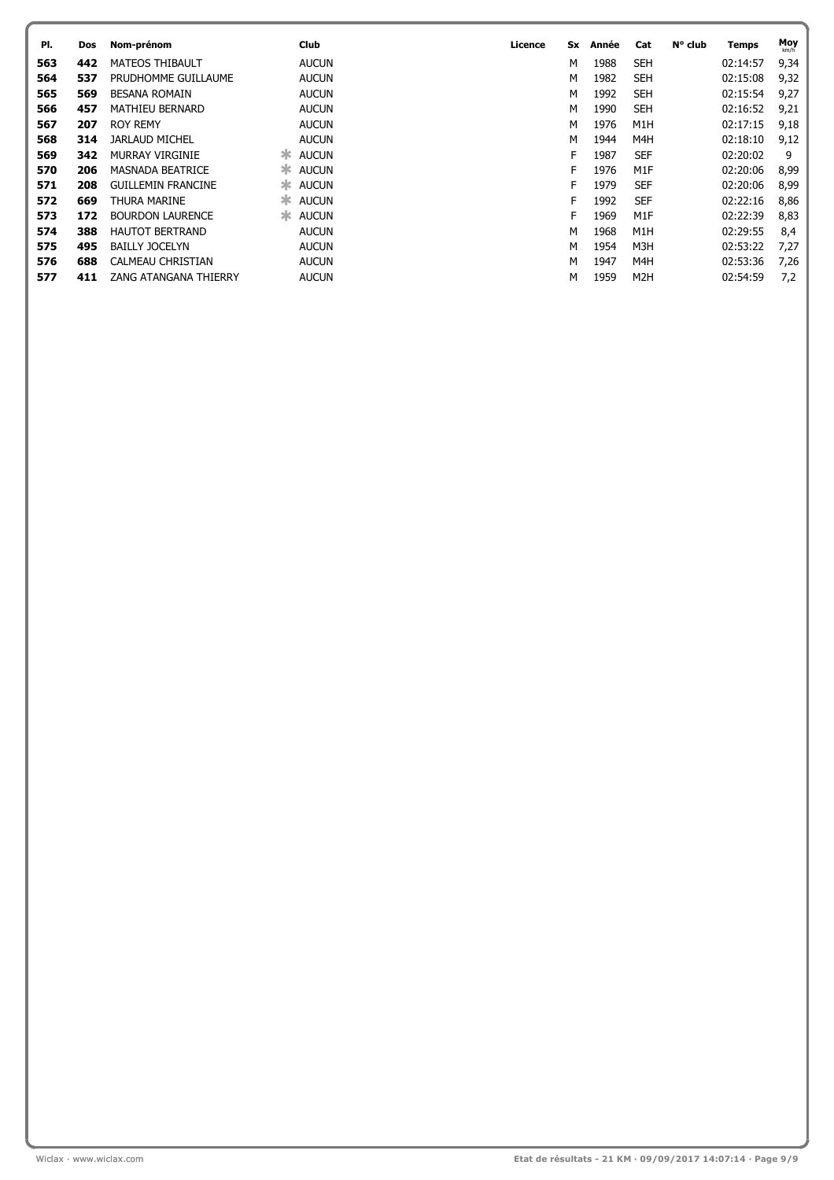| Pl. | Dos | Nom-prénom | | Club | Licence | Sx | Année | Cat | N° club | Temps | Moy km/h |
|---|---|---|---|---|---|---|---|---|---|---|---|
| 563 | 442 | MATEOS THIBAULT | | AUCUN | | M | 1988 | SEH | | 02:14:57 | 9,34 |
| 564 | 537 | PRUDHOMME GUILLAUME | | AUCUN | | M | 1982 | SEH | | 02:15:08 | 9,32 |
| 565 | 569 | BESANA ROMAIN | | AUCUN | | M | 1992 | SEH | | 02:15:54 | 9,27 |
| 566 | 457 | MATHIEU BERNARD | | AUCUN | | M | 1990 | SEH | | 02:16:52 | 9,21 |
| 567 | 207 | ROY REMY | | AUCUN | | M | 1976 | M1H | | 02:17:15 | 9,18 |
| 568 | 314 | JARLAUD MICHEL | | AUCUN | | M | 1944 | M4H | | 02:18:10 | 9,12 |
| 569 | 342 | MURRAY VIRGINIE | * | AUCUN | | F | 1987 | SEF | | 02:20:02 | 9 |
| 570 | 206 | MASNADA BEATRICE | * | AUCUN | | F | 1976 | M1F | | 02:20:06 | 8,99 |
| 571 | 208 | GUILLEMIN FRANCINE | * | AUCUN | | F | 1979 | SEF | | 02:20:06 | 8,99 |
| 572 | 669 | THURA MARINE | * | AUCUN | | F | 1992 | SEF | | 02:22:16 | 8,86 |
| 573 | 172 | BOURDON LAURENCE | * | AUCUN | | F | 1969 | M1F | | 02:22:39 | 8,83 |
| 574 | 388 | HAUTOT BERTRAND | | AUCUN | | M | 1968 | M1H | | 02:29:55 | 8,4 |
| 575 | 495 | BAILLY JOCELYN | | AUCUN | | M | 1954 | M3H | | 02:53:22 | 7,27 |
| 576 | 688 | CALMEAU CHRISTIAN | | AUCUN | | M | 1947 | M4H | | 02:53:36 | 7,26 |
| 577 | 411 | ZANG ATANGANA THIERRY | | AUCUN | | M | 1959 | M2H | | 02:54:59 | 7,2 |